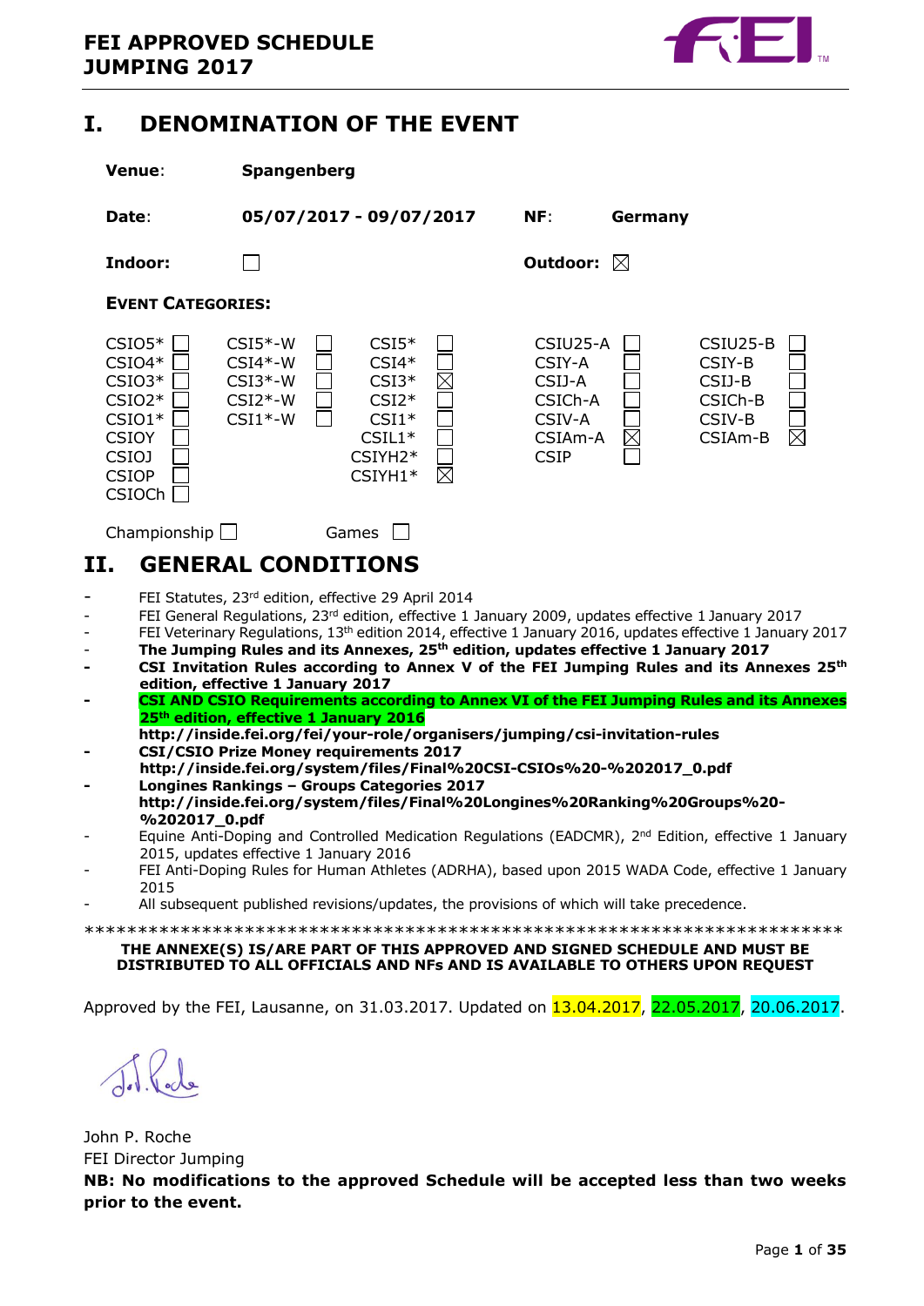**FEI APPROVED SCHEDULE**
**JUMPING 2017**

# I. DENOMINATION OF THE EVENT

**Venue**: **Spangenberg**

**Date**: **05/07/2017 - 09/07/2017** **NF**: **Germany**

**Indoor:** ☐ **Outdoor:** ☒

**EVENT CATEGORIES:**

| | | | | | | | | | |
|---|---|---|---|---|---|---|---|---|---|
| CSIO5* | ☐ | CSI5*-W | ☐ | CSI5* | ☐ | CSIU25-A | ☐ | CSIU25-B | ☐ |
| CSIO4* | ☐ | CSI4*-W | ☐ | CSI4* | ☐ | CSIY-A | ☐ | CSIY-B | ☐ |
| CSIO3* | ☐ | CSI3*-W | ☐ | CSI3* | ☒ | CSIJ-A | ☐ | CSIJ-B | ☐ |
| CSIO2* | ☐ | CSI2*-W | ☐ | CSI2* | ☐ | CSICh-A | ☐ | CSICh-B | ☐ |
| CSIO1* | ☐ | CSI1*-W | ☐ | CSI1* | ☐ | CSIV-A | ☐ | CSIV-B | ☐ |
| CSIOY | ☐ | | | CSIL1* | ☐ | CSIAm-A | ☒ | CSIAm-B | ☒ |
| CSIOJ | ☐ | | | CSIYH2* | ☐ | CSIP | ☐ | | |
| CSIOP | ☐ | | | CSIYH1* | ☒ | | | | |
| CSIOCh | ☐ | | | | | | | | |

Championship ☐ Games ☐

# II. GENERAL CONDITIONS

- FEI Statutes, 23rd edition, effective 29 April 2014
- FEI General Regulations, 23rd edition, effective 1 January 2009, updates effective 1 January 2017
- FEI Veterinary Regulations, 13th edition 2014, effective 1 January 2016, updates effective 1 January 2017
- **The Jumping Rules and its Annexes, 25th edition, updates effective 1 January 2017**
- **CSI Invitation Rules according to Annex V of the FEI Jumping Rules and its Annexes 25th edition, effective 1 January 2017**
- **CSI AND CSIO Requirements according to Annex VI of the FEI Jumping Rules and its Annexes 25th edition, effective 1 January 2016**
  **http://inside.fei.org/fei/your-role/organisers/jumping/csi-invitation-rules**
- **CSI/CSIO Prize Money requirements 2017**
  **http://inside.fei.org/system/files/Final%20CSI-CSIOs%20-%202017_0.pdf**
- **Longines Rankings – Groups Categories 2017**
  **http://inside.fei.org/system/files/Final%20Longines%20Ranking%20Groups%20-%202017_0.pdf**
- Equine Anti-Doping and Controlled Medication Regulations (EADCMR), 2nd Edition, effective 1 January 2015, updates effective 1 January 2016
- FEI Anti-Doping Rules for Human Athletes (ADRHA), based upon 2015 WADA Code, effective 1 January 2015
- All subsequent published revisions/updates, the provisions of which will take precedence.

*************************************************************************

**THE ANNEXE(S) IS/ARE PART OF THIS APPROVED AND SIGNED SCHEDULE AND MUST BE DISTRIBUTED TO ALL OFFICIALS AND NFs AND IS AVAILABLE TO OTHERS UPON REQUEST**

Approved by the FEI, Lausanne, on 31.03.2017. Updated on 13.04.2017, 22.05.2017, 20.06.2017.

John P. Roche
FEI Director Jumping

**NB: No modifications to the approved Schedule will be accepted less than two weeks prior to the event.**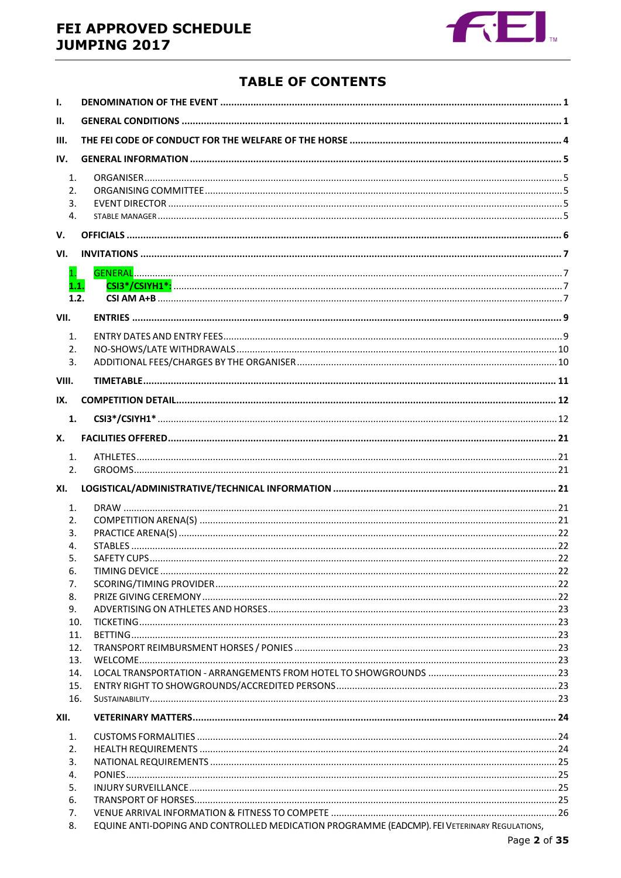## TABLE OF CONTENTS

| | | |
|---|---|---|
| **I.** | **DENOMINATION OF THE EVENT** | **1** |
| **II.** | **GENERAL CONDITIONS** | **1** |
| **III.** | **THE FEI CODE OF CONDUCT FOR THE WELFARE OF THE HORSE** | **4** |
| **IV.** | **GENERAL INFORMATION** | **5** |
| 1. | ORGANISER | 5 |
| 2. | ORGANISING COMMITTEE | 5 |
| 3. | EVENT DIRECTOR | 5 |
| 4. | STABLE MANAGER | 5 |
| **V.** | **OFFICIALS** | **6** |
| **VI.** | **INVITATIONS** | **7** |
| 1. | GENERAL | 7 |
| **1.1.** | **CSI3*/CSIYH1*:** | 7 |
| **1.2.** | **CSI AM A+B** | 7 |
| **VII.** | **ENTRIES** | **9** |
| 1. | ENTRY DATES AND ENTRY FEES | 9 |
| 2. | NO-SHOWS/LATE WITHDRAWALS | 10 |
| 3. | ADDITIONAL FEES/CHARGES BY THE ORGANISER | 10 |
| **VIII.** | **TIMETABLE** | **11** |
| **IX.** | **COMPETITION DETAIL** | **12** |
| **1.** | **CSI3*/CSIYH1*** | 12 |
| **X.** | **FACILITIES OFFERED** | **21** |
| 1. | ATHLETES | 21 |
| 2. | GROOMS | 21 |
| **XI.** | **LOGISTICAL/ADMINISTRATIVE/TECHNICAL INFORMATION** | **21** |
| 1. | DRAW | 21 |
| 2. | COMPETITION ARENA(S) | 21 |
| 3. | PRACTICE ARENA(S) | 22 |
| 4. | STABLES | 22 |
| 5. | SAFETY CUPS | 22 |
| 6. | TIMING DEVICE | 22 |
| 7. | SCORING/TIMING PROVIDER | 22 |
| 8. | PRIZE GIVING CEREMONY | 22 |
| 9. | ADVERTISING ON ATHLETES AND HORSES | 23 |
| 10. | TICKETING | 23 |
| 11. | BETTING | 23 |
| 12. | TRANSPORT REIMBURSMENT HORSES / PONIES | 23 |
| 13. | WELCOME | 23 |
| 14. | LOCAL TRANSPORTATION - ARRANGEMENTS FROM HOTEL TO SHOWGROUNDS | 23 |
| 15. | ENTRY RIGHT TO SHOWGROUNDS/ACCREDITED PERSONS | 23 |
| 16. | SUSTAINABILITY | 23 |
| **XII.** | **VETERINARY MATTERS** | **24** |
| 1. | CUSTOMS FORMALITIES | 24 |
| 2. | HEALTH REQUIREMENTS | 24 |
| 3. | NATIONAL REQUIREMENTS | 25 |
| 4. | PONIES | 25 |
| 5. | INJURY SURVEILLANCE | 25 |
| 6. | TRANSPORT OF HORSES | 25 |
| 7. | VENUE ARRIVAL INFORMATION & FITNESS TO COMPETE | 26 |
| 8. | EQUINE ANTI-DOPING AND CONTROLLED MEDICATION PROGRAMME (EADCMP). FEI VETERINARY REGULATIONS, | |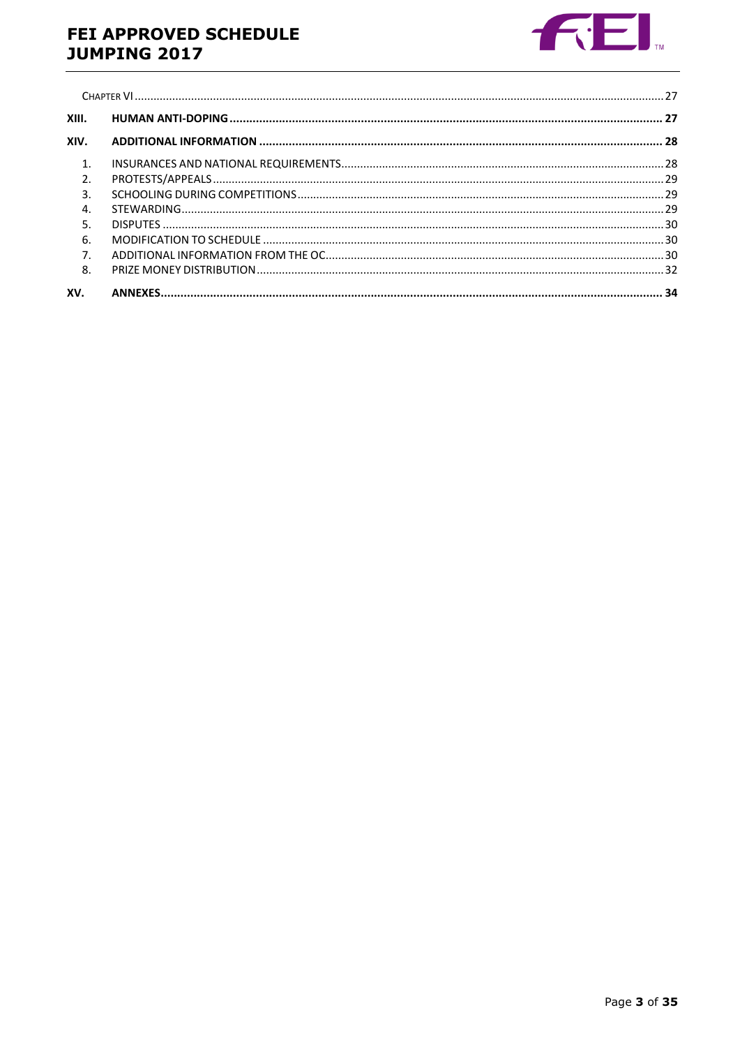CHAPTER VI ..... 27

**XIII. HUMAN ANTI-DOPING ..... 27**

**XIV. ADDITIONAL INFORMATION ..... 28**

1. INSURANCES AND NATIONAL REQUIREMENTS ..... 28
2. PROTESTS/APPEALS ..... 29
3. SCHOOLING DURING COMPETITIONS ..... 29
4. STEWARDING ..... 29
5. DISPUTES ..... 30
6. MODIFICATION TO SCHEDULE ..... 30
7. ADDITIONAL INFORMATION FROM THE OC ..... 30
8. PRIZE MONEY DISTRIBUTION ..... 32

**XV. ANNEXES ..... 34**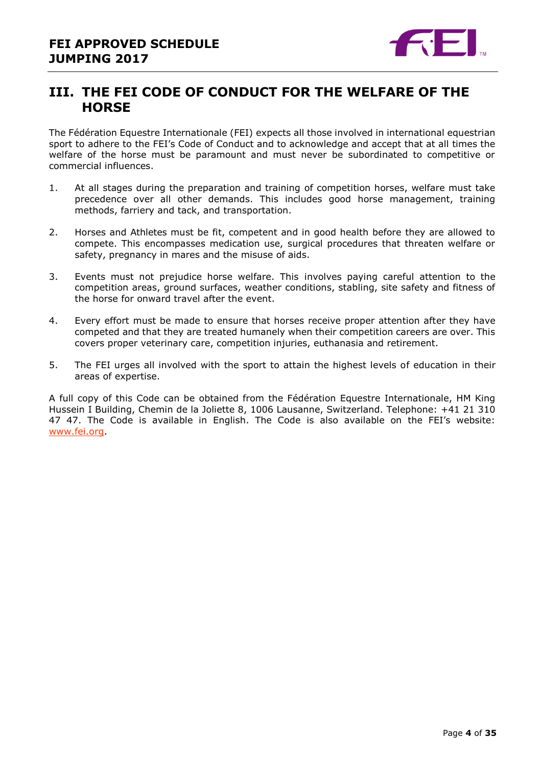# III. THE FEI CODE OF CONDUCT FOR THE WELFARE OF THE HORSE

The Fédération Equestre Internationale (FEI) expects all those involved in international equestrian sport to adhere to the FEI's Code of Conduct and to acknowledge and accept that at all times the welfare of the horse must be paramount and must never be subordinated to competitive or commercial influences.

1. At all stages during the preparation and training of competition horses, welfare must take precedence over all other demands. This includes good horse management, training methods, farriery and tack, and transportation.

2. Horses and Athletes must be fit, competent and in good health before they are allowed to compete. This encompasses medication use, surgical procedures that threaten welfare or safety, pregnancy in mares and the misuse of aids.

3. Events must not prejudice horse welfare. This involves paying careful attention to the competition areas, ground surfaces, weather conditions, stabling, site safety and fitness of the horse for onward travel after the event.

4. Every effort must be made to ensure that horses receive proper attention after they have competed and that they are treated humanely when their competition careers are over. This covers proper veterinary care, competition injuries, euthanasia and retirement.

5. The FEI urges all involved with the sport to attain the highest levels of education in their areas of expertise.

A full copy of this Code can be obtained from the Fédération Equestre Internationale, HM King Hussein I Building, Chemin de la Joliette 8, 1006 Lausanne, Switzerland. Telephone: +41 21 310 47 47. The Code is available in English. The Code is also available on the FEI's website: www.fei.org.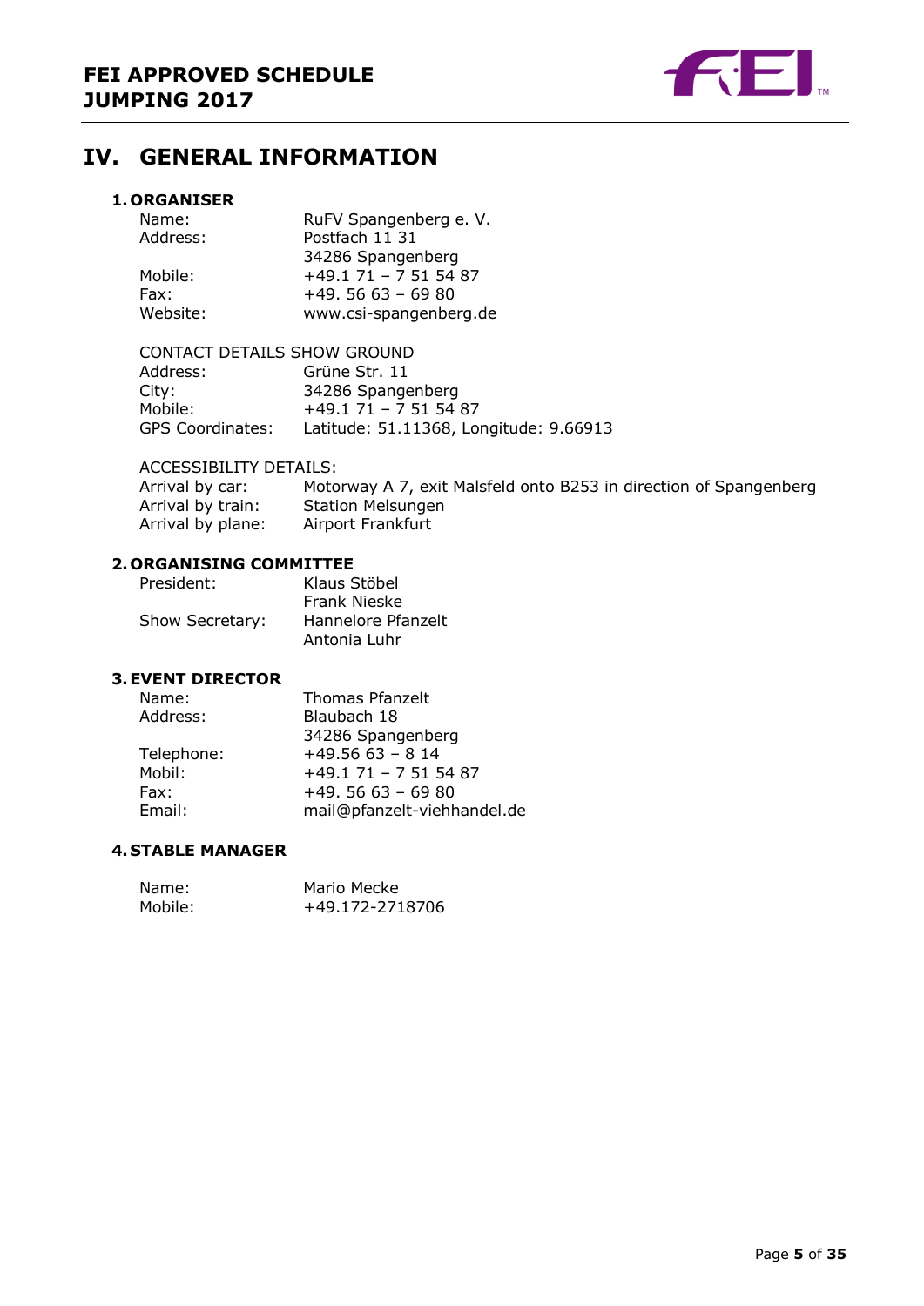# IV. GENERAL INFORMATION

## 1. ORGANISER

| | |
|---|---|
| Name: | RuFV Spangenberg e. V. |
| Address: | Postfach 11 31<br>34286 Spangenberg |
| Mobile: | +49.1 71 – 7 51 54 87 |
| Fax: | +49. 56 63 – 69 80 |
| Website: | www.csi-spangenberg.de |

CONTACT DETAILS SHOW GROUND

| | |
|---|---|
| Address: | Grüne Str. 11 |
| City: | 34286 Spangenberg |
| Mobile: | +49.1 71 – 7 51 54 87 |
| GPS Coordinates: | Latitude: 51.11368, Longitude: 9.66913 |

ACCESSIBILITY DETAILS:

| | |
|---|---|
| Arrival by car: | Motorway A 7, exit Malsfeld onto B253 in direction of Spangenberg |
| Arrival by train: | Station Melsungen |
| Arrival by plane: | Airport Frankfurt |

## 2. ORGANISING COMMITTEE

| | |
|---|---|
| President: | Klaus Stöbel<br>Frank Nieske |
| Show Secretary: | Hannelore Pfanzelt<br>Antonia Luhr |

## 3. EVENT DIRECTOR

| | |
|---|---|
| Name: | Thomas Pfanzelt |
| Address: | Blaubach 18<br>34286 Spangenberg |
| Telephone: | +49.56 63 – 8 14 |
| Mobil: | +49.1 71 – 7 51 54 87 |
| Fax: | +49. 56 63 – 69 80 |
| Email: | mail@pfanzelt-viehhandel.de |

## 4. STABLE MANAGER

| | |
|---|---|
| Name: | Mario Mecke |
| Mobile: | +49.172-2718706 |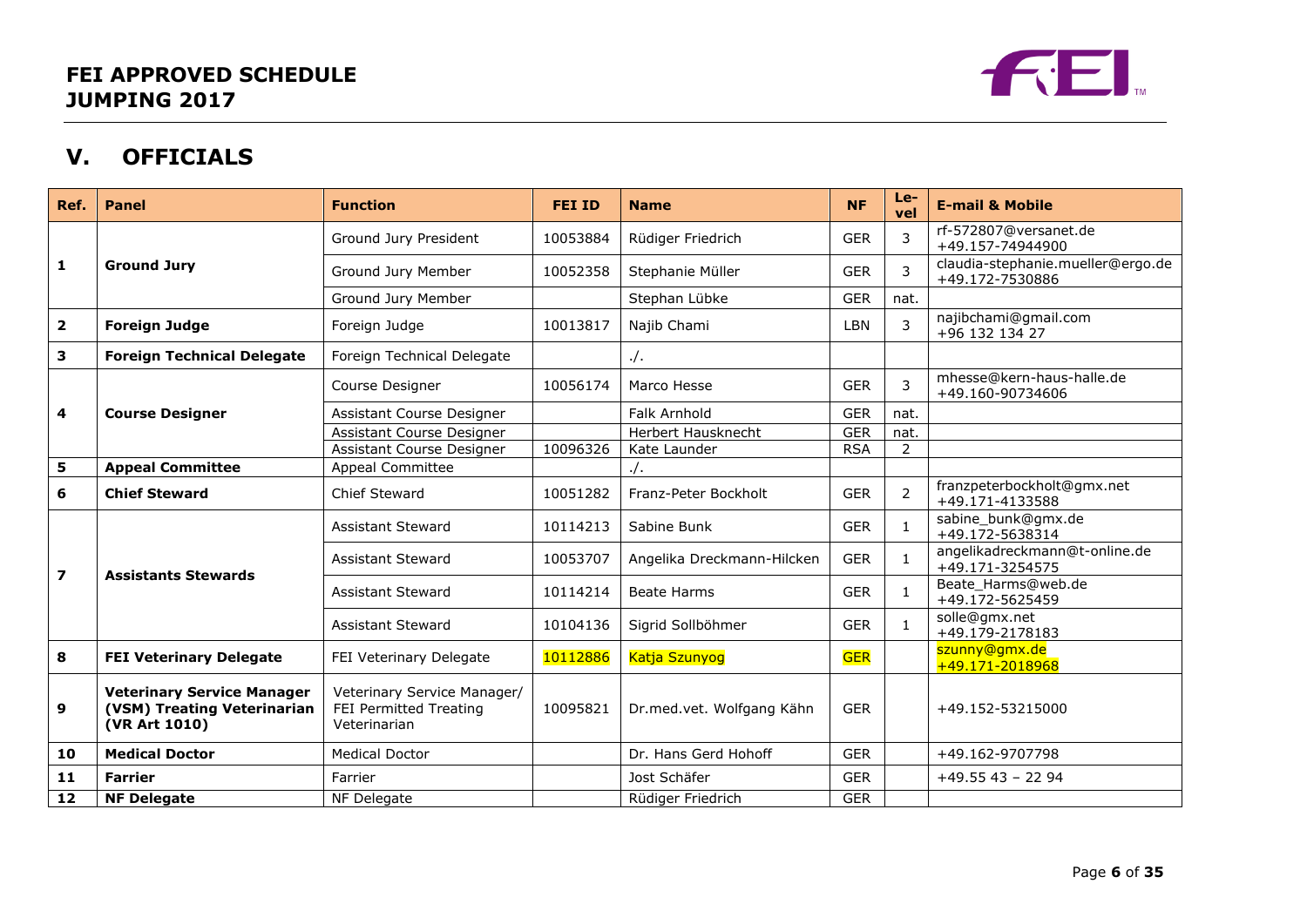# FEI APPROVED SCHEDULE JUMPING 2017

## V. OFFICIALS

| Ref. | Panel | Function | FEI ID | Name | NF | Level | E-mail & Mobile |
|---|---|---|---|---|---|---|---|
| 1 | Ground Jury | Ground Jury President | 10053884 | Rüdiger Friedrich | GER | 3 | rf-572807@versanet.de +49.157-74944900 |
| | | Ground Jury Member | 10052358 | Stephanie Müller | GER | 3 | claudia-stephanie.mueller@ergo.de +49.172-7530886 |
| | | Ground Jury Member | | Stephan Lübke | GER | nat. | |
| 2 | Foreign Judge | Foreign Judge | 10013817 | Najib Chami | LBN | 3 | najibchami@gmail.com +96 132 134 27 |
| 3 | Foreign Technical Delegate | Foreign Technical Delegate | | ./. | | | |
| 4 | Course Designer | Course Designer | 10056174 | Marco Hesse | GER | 3 | mhesse@kern-haus-halle.de +49.160-90734606 |
| | | Assistant Course Designer | | Falk Arnhold | GER | nat. | |
| | | Assistant Course Designer | | Herbert Hausknecht | GER | nat. | |
| | | Assistant Course Designer | 10096326 | Kate Launder | RSA | 2 | |
| 5 | Appeal Committee | Appeal Committee | | ./. | | | |
| 6 | Chief Steward | Chief Steward | 10051282 | Franz-Peter Bockholt | GER | 2 | franzpeterbockholt@gmx.net +49.171-4133588 |
| 7 | Assistants Stewards | Assistant Steward | 10114213 | Sabine Bunk | GER | 1 | sabine_bunk@gmx.de +49.172-5638314 |
| | | Assistant Steward | 10053707 | Angelika Dreckmann-Hilcken | GER | 1 | angelikadreckmann@t-online.de +49.171-3254575 |
| | | Assistant Steward | 10114214 | Beate Harms | GER | 1 | Beate_Harms@web.de +49.172-5625459 |
| | | Assistant Steward | 10104136 | Sigrid Sollböhmer | GER | 1 | solle@gmx.net +49.179-2178183 |
| 8 | FEI Veterinary Delegate | FEI Veterinary Delegate | 10112886 | Katja Szunyog | GER | | szunny@gmx.de +49.171-2018968 |
| 9 | Veterinary Service Manager (VSM) Treating Veterinarian (VR Art 1010) | Veterinary Service Manager/ FEI Permitted Treating Veterinarian | 10095821 | Dr.med.vet. Wolfgang Kähn | GER | | +49.152-53215000 |
| 10 | Medical Doctor | Medical Doctor | | Dr. Hans Gerd Hohoff | GER | | +49.162-9707798 |
| 11 | Farrier | Farrier | | Jost Schäfer | GER | | +49.55 43 – 22 94 |
| 12 | NF Delegate | NF Delegate | | Rüdiger Friedrich | GER | | |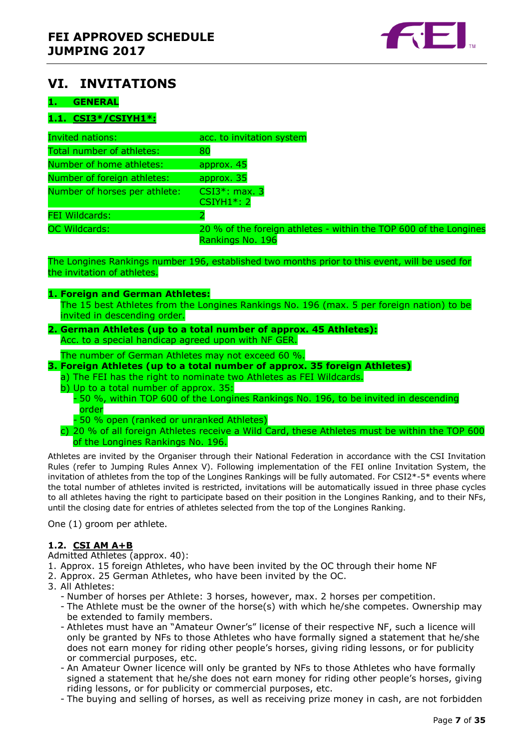## VI. INVITATIONS

### 1. GENERAL

#### 1.1. CSI3*/CSIYH1*:

| | |
|---|---|
| Invited nations: | acc. to invitation system |
| Total number of athletes: | 80 |
| Number of home athletes: | approx. 45 |
| Number of foreign athletes: | approx. 35 |
| Number of horses per athlete: | CSI3*: max. 3<br>CSIYH1*: 2 |
| FEI Wildcards: | 2 |
| OC Wildcards: | 20 % of the foreign athletes - within the TOP 600 of the Longines Rankings No. 196 |

The Longines Rankings number 196, established two months prior to this event, will be used for the invitation of athletes.

1. **Foreign and German Athletes:**
   The 15 best Athletes from the Longines Rankings No. 196 (max. 5 per foreign nation) to be invited in descending order.
2. **German Athletes (up to a total number of approx. 45 Athletes):**
   Acc. to a special handicap agreed upon with NF GER.

   The number of German Athletes may not exceed 60 %.
3. **Foreign Athletes (up to a total number of approx. 35 foreign Athletes)**
   a) The FEI has the right to nominate two Athletes as FEI Wildcards.
   b) Up to a total number of approx. 35:
      - 50 %, within TOP 600 of the Longines Rankings No. 196, to be invited in descending order
      - 50 % open (ranked or unranked Athletes)
   c) 20 % of all foreign Athletes receive a Wild Card, these Athletes must be within the TOP 600 of the Longines Rankings No. 196.

Athletes are invited by the Organiser through their National Federation in accordance with the CSI Invitation Rules (refer to Jumping Rules Annex V). Following implementation of the FEI online Invitation System, the invitation of athletes from the top of the Longines Rankings will be fully automated. For CSI2*-5* events where the total number of athletes invited is restricted, invitations will be automatically issued in three phase cycles to all athletes having the right to participate based on their position in the Longines Ranking, and to their NFs, until the closing date for entries of athletes selected from the top of the Longines Ranking.

One (1) groom per athlete.

#### 1.2. CSI AM A+B

Admitted Athletes (approx. 40):

1. Approx. 15 foreign Athletes, who have been invited by the OC through their home NF
2. Approx. 25 German Athletes, who have been invited by the OC.
3. All Athletes:
   - Number of horses per Athlete: 3 horses, however, max. 2 horses per competition.
   - The Athlete must be the owner of the horse(s) with which he/she competes. Ownership may be extended to family members.
   - Athletes must have an "Amateur Owner's" license of their respective NF, such a licence will only be granted by NFs to those Athletes who have formally signed a statement that he/she does not earn money for riding other people's horses, giving riding lessons, or for publicity or commercial purposes, etc.
   - An Amateur Owner licence will only be granted by NFs to those Athletes who have formally signed a statement that he/she does not earn money for riding other people's horses, giving riding lessons, or for publicity or commercial purposes, etc.
   - The buying and selling of horses, as well as receiving prize money in cash, are not forbidden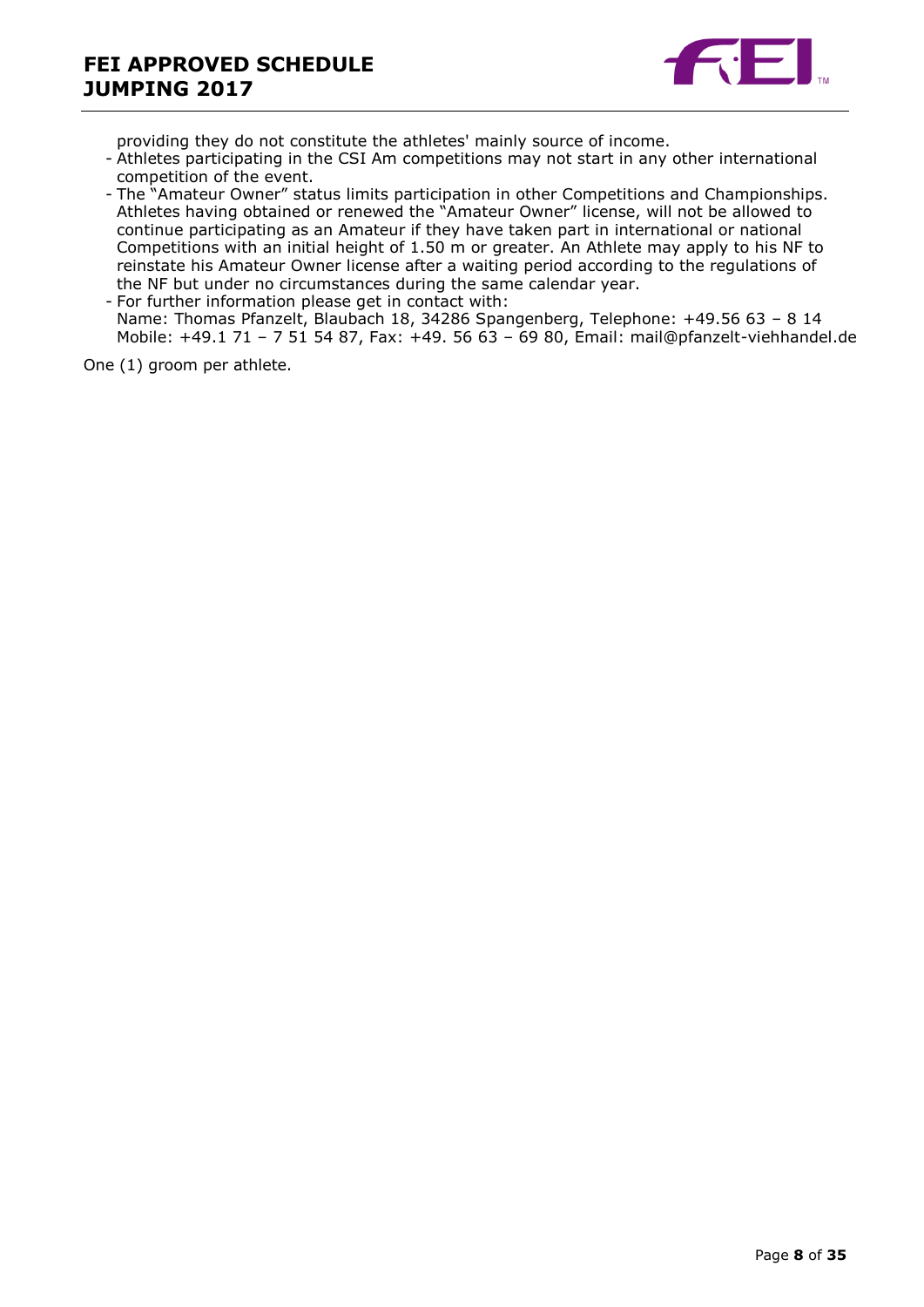providing they do not constitute the athletes' mainly source of income.

- Athletes participating in the CSI Am competitions may not start in any other international competition of the event.
- The "Amateur Owner" status limits participation in other Competitions and Championships. Athletes having obtained or renewed the "Amateur Owner" license, will not be allowed to continue participating as an Amateur if they have taken part in international or national Competitions with an initial height of 1.50 m or greater. An Athlete may apply to his NF to reinstate his Amateur Owner license after a waiting period according to the regulations of the NF but under no circumstances during the same calendar year.
- For further information please get in contact with:
  Name: Thomas Pfanzelt, Blaubach 18, 34286 Spangenberg, Telephone: +49.56 63 – 8 14
  Mobile: +49.1 71 – 7 51 54 87, Fax: +49. 56 63 – 69 80, Email: mail@pfanzelt-viehhandel.de

One (1) groom per athlete.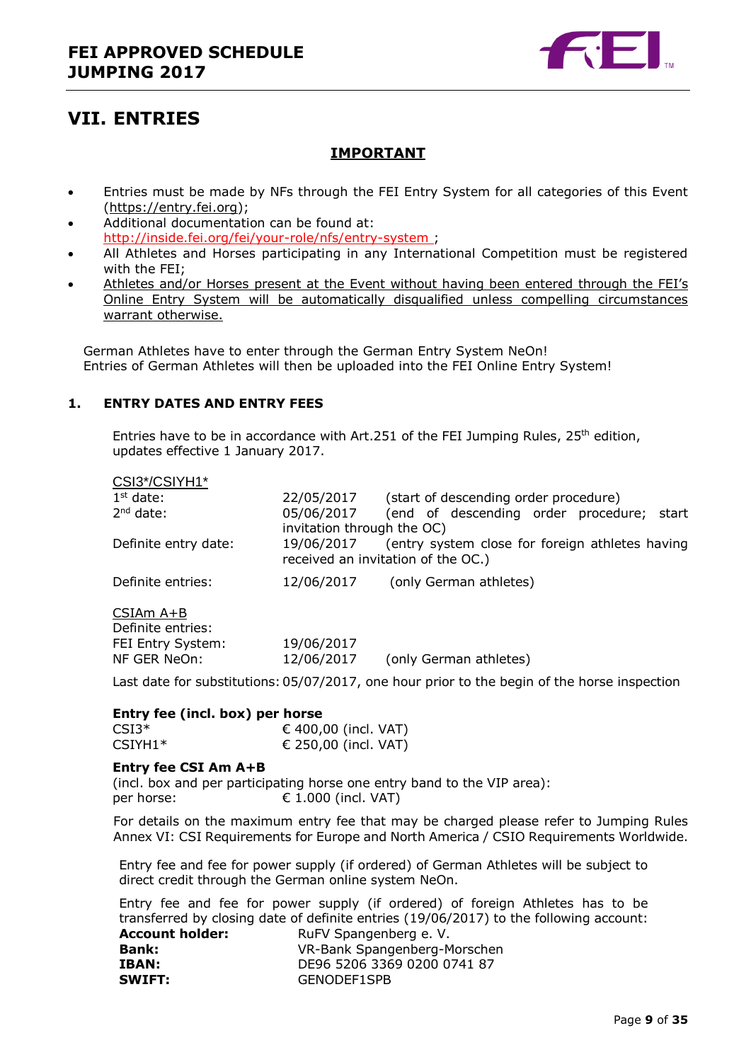# VII. ENTRIES

## IMPORTANT

- Entries must be made by NFs through the FEI Entry System for all categories of this Event (https://entry.fei.org);
- Additional documentation can be found at: http://inside.fei.org/fei/your-role/nfs/entry-system ;
- All Athletes and Horses participating in any International Competition must be registered with the FEI;
- Athletes and/or Horses present at the Event without having been entered through the FEI's Online Entry System will be automatically disqualified unless compelling circumstances warrant otherwise.

German Athletes have to enter through the German Entry System NeOn!
Entries of German Athletes will then be uploaded into the FEI Online Entry System!

### 1. ENTRY DATES AND ENTRY FEES

Entries have to be in accordance with Art.251 of the FEI Jumping Rules, 25th edition, updates effective 1 January 2017.

CSI3*/CSIYH1*

| | | |
|---|---|---|
| 1st date: | 22/05/2017 | (start of descending order procedure) |
| 2nd date: | 05/06/2017 | (end of descending order procedure; start invitation through the OC) |
| Definite entry date: | 19/06/2017 | (entry system close for foreign athletes having received an invitation of the OC.) |
| Definite entries: | 12/06/2017 | (only German athletes) |

CSIAm A+B

Definite entries:

| | | |
|---|---|---|
| FEI Entry System: | 19/06/2017 | |
| NF GER NeOn: | 12/06/2017 | (only German athletes) |

Last date for substitutions: 05/07/2017, one hour prior to the begin of the horse inspection

**Entry fee (incl. box) per horse**

| | |
|---|---|
| CSI3* | € 400,00 (incl. VAT) |
| CSIYH1* | € 250,00 (incl. VAT) |

**Entry fee CSI Am A+B**

(incl. box and per participating horse one entry band to the VIP area):
per horse: € 1.000 (incl. VAT)

For details on the maximum entry fee that may be charged please refer to Jumping Rules Annex VI: CSI Requirements for Europe and North America / CSIO Requirements Worldwide.

Entry fee and fee for power supply (if ordered) of German Athletes will be subject to direct credit through the German online system NeOn.

Entry fee and fee for power supply (if ordered) of foreign Athletes has to be transferred by closing date of definite entries (19/06/2017) to the following account:

| | |
|---|---|
| **Account holder:** | RuFV Spangenberg e. V. |
| **Bank:** | VR-Bank Spangenberg-Morschen |
| **IBAN:** | DE96 5206 3369 0200 0741 87 |
| **SWIFT:** | GENODEF1SPB |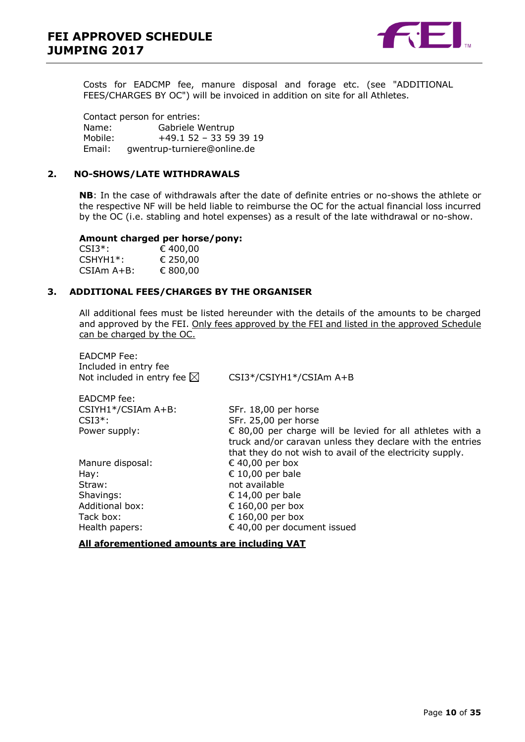Costs for EADCMP fee, manure disposal and forage etc. (see "ADDITIONAL FEES/CHARGES BY OC") will be invoiced in addition on site for all Athletes.

Contact person for entries:
Name: Gabriele Wentrup
Mobile: +49.1 52 – 33 59 39 19
Email: gwentrup-turniere@online.de

## 2. NO-SHOWS/LATE WITHDRAWALS

**NB**: In the case of withdrawals after the date of definite entries or no-shows the athlete or the respective NF will be held liable to reimburse the OC for the actual financial loss incurred by the OC (i.e. stabling and hotel expenses) as a result of the late withdrawal or no-show.

**Amount charged per horse/pony:**

| | |
|---|---|
| CSI3*: | € 400,00 |
| CSHYH1*: | € 250,00 |
| CSIAm A+B: | € 800,00 |

## 3. ADDITIONAL FEES/CHARGES BY THE ORGANISER

All additional fees must be listed hereunder with the details of the amounts to be charged and approved by the FEI. <u>Only fees approved by the FEI and listed in the approved Schedule can be charged by the OC.</u>

EADCMP Fee:
Included in entry fee
Not included in entry fee ☒ CSI3*/CSIYH1*/CSIAm A+B

| | |
|---|---|
| EADCMP fee: | |
| CSIYH1*/CSIAm A+B: | SFr. 18,00 per horse |
| CSI3*: | SFr. 25,00 per horse |
| Power supply: | € 80,00 per charge will be levied for all athletes with a truck and/or caravan unless they declare with the entries that they do not wish to avail of the electricity supply. |
| Manure disposal: | € 40,00 per box |
| Hay: | € 10,00 per bale |
| Straw: | not available |
| Shavings: | € 14,00 per bale |
| Additional box: | € 160,00 per box |
| Tack box: | € 160,00 per box |
| Health papers: | € 40,00 per document issued |

<u>**All aforementioned amounts are including VAT**</u>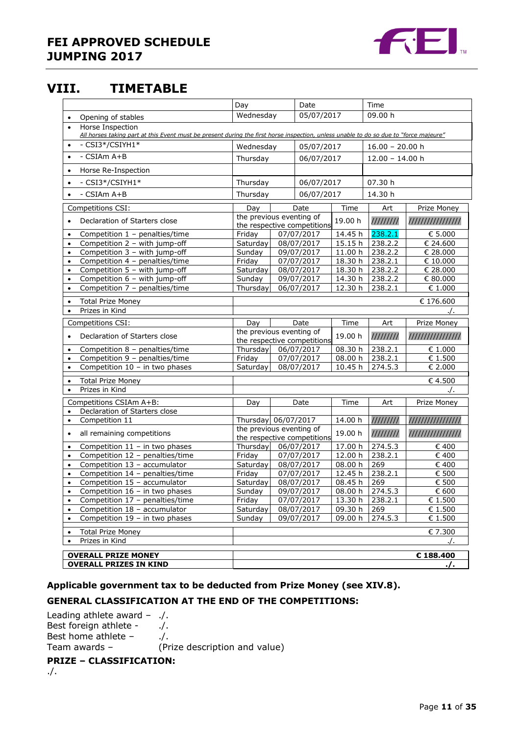## VIII. TIMETABLE

| | Day | Date | Time |
|---|---|---|---|
| • Opening of stables | Wednesday | 05/07/2017 | 09.00 h |
| • Horse Inspection<br>*All horses taking part at this Event must be present during the first horse inspection, unless unable to do so due to "force majeure"* | | | |
| • - CSI3*/CSIYH1* | Wednesday | 05/07/2017 | 16.00 – 20.00 h |
| • - CSIAm A+B | Thursday | 06/07/2017 | 12.00 – 14.00 h |
| • Horse Re-Inspection | | | |
| • - CSI3*/CSIYH1* | Thursday | 06/07/2017 | 07.30 h |
| • - CSIAm A+B | Thursday | 06/07/2017 | 14.30 h |

| Competitions CSI: | Day | Date | Time | Art | Prize Money |
|---|---|---|---|---|---|
| • Declaration of Starters close | the previous evening of the respective competitions | | 19.00 h | ///////// | //////////////// |
| • Competition 1 – penalties/time | Friday | 07/07/2017 | 14.45 h | 238.2.1 | € 5.000 |
| • Competition 2 – with jump-off | Saturday | 08/07/2017 | 15.15 h | 238.2.2 | € 24.600 |
| • Competition 3 – with jump-off | Sunday | 09/07/2017 | 11.00 h | 238.2.2 | € 28.000 |
| • Competition 4 – penalties/time | Friday | 07/07/2017 | 18.30 h | 238.2.1 | € 10.000 |
| • Competition 5 – with jump-off | Saturday | 08/07/2017 | 18.30 h | 238.2.2 | € 28.000 |
| • Competition 6 – with jump-off | Sunday | 09/07/2017 | 14.30 h | 238.2.2 | € 80.000 |
| • Competition 7 – penalties/time | Thursday | 06/07/2017 | 12.30 h | 238.2.1 | € 1.000 |
| • Total Prize Money | | | | | € 176.600 |
| • Prizes in Kind | | | | | ./. |

| Competitions CSI: | Day | Date | Time | Art | Prize Money |
|---|---|---|---|---|---|
| • Declaration of Starters close | the previous evening of the respective competitions | | 19.00 h | ///////// | //////////////// |
| • Competition 8 – penalties/time | Thursday | 06/07/2017 | 08.30 h | 238.2.1 | € 1.000 |
| • Competition 9 – penalties/time | Friday | 07/07/2017 | 08.00 h | 238.2.1 | € 1.500 |
| • Competition 10 – in two phases | Saturday | 08/07/2017 | 10.45 h | 274.5.3 | € 2.000 |
| • Total Prize Money | | | | | € 4.500 |
| • Prizes in Kind | | | | | ./. |

| Competitions CSIAm A+B: | Day | Date | Time | Art | Prize Money |
|---|---|---|---|---|---|
| • Declaration of Starters close | | | | | |
| • Competition 11 | Thursday | 06/07/2017 | 14.00 h | ///////// | //////////////// |
| • all remaining competitions | the previous evening of the respective competitions | | 19.00 h | ///////// | //////////////// |
| • Competition 11 – in two phases | Thursday | 06/07/2017 | 17.00 h | 274.5.3 | € 400 |
| • Competition 12 – penalties/time | Friday | 07/07/2017 | 12.00 h | 238.2.1 | € 400 |
| • Competition 13 – accumulator | Saturday | 08/07/2017 | 08.00 h | 269 | € 400 |
| • Competition 14 – penalties/time | Friday | 07/07/2017 | 12.45 h | 238.2.1 | € 500 |
| • Competition 15 – accumulator | Saturday | 08/07/2017 | 08.45 h | 269 | € 500 |
| • Competition 16 – in two phases | Sunday | 09/07/2017 | 08.00 h | 274.5.3 | € 600 |
| • Competition 17 – penalties/time | Friday | 07/07/2017 | 13.30 h | 238.2.1 | € 1.500 |
| • Competition 18 – accumulator | Saturday | 08/07/2017 | 09.30 h | 269 | € 1.500 |
| • Competition 19 – in two phases | Sunday | 09/07/2017 | 09.00 h | 274.5.3 | € 1.500 |
| • Total Prize Money | | | | | € 7.300 |
| • Prizes in Kind | | | | | ./. |

| | |
|---|---|
| **OVERALL PRIZE MONEY** | **€ 188.400** |
| **OVERALL PRIZES IN KIND** | **./.** |

**Applicable government tax to be deducted from Prize Money (see XIV.8).**

**GENERAL CLASSIFICATION AT THE END OF THE COMPETITIONS:**

Leading athlete award – ./.
Best foreign athlete - ./.
Best home athlete – ./.
Team awards – (Prize description and value)

**PRIZE – CLASSIFICATION:**

./.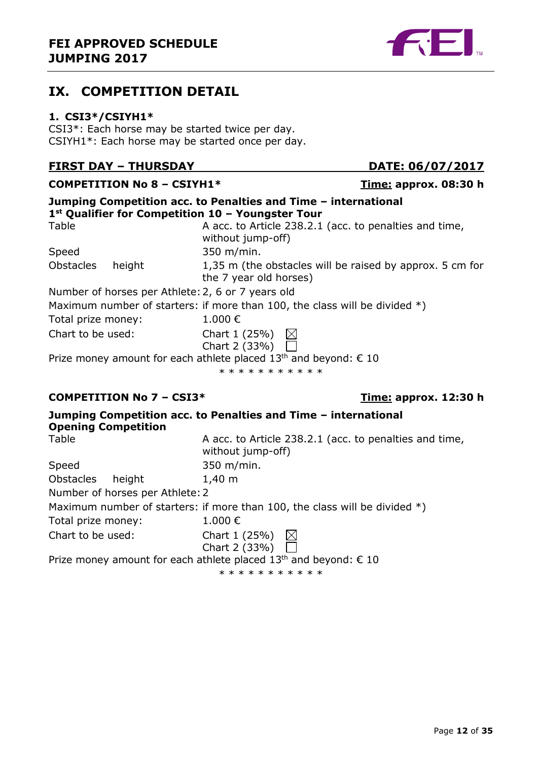## IX. COMPETITION DETAIL

### 1. CSI3*/CSIYH1*

CSI3*: Each horse may be started twice per day.
CSIYH1*: Each horse may be started once per day.

**FIRST DAY – THURSDAY** **DATE: 06/07/2017**

**COMPETITION No 8 – CSIYH1*** **Time: approx. 08:30 h**

**Jumping Competition acc. to Penalties and Time – international**
**1st Qualifier for Competition 10 – Youngster Tour**

| | |
|---|---|
| Table | A acc. to Article 238.2.1 (acc. to penalties and time, without jump-off) |
| Speed | 350 m/min. |
| Obstacles height | 1,35 m (the obstacles will be raised by approx. 5 cm for the 7 year old horses) |
| Number of horses per Athlete: | 2, 6 or 7 years old |
| Maximum number of starters: | if more than 100, the class will be divided *) |
| Total prize money: | 1.000 € |
| Chart to be used: | Chart 1 (25%) ☒<br>Chart 2 (33%) ☐ |

Prize money amount for each athlete placed 13th and beyond: € 10

\* \* \* \* \* \* \* \* \* \* \*

**COMPETITION No 7 – CSI3*** **Time: approx. 12:30 h**

**Jumping Competition acc. to Penalties and Time – international**
**Opening Competition**

| | |
|---|---|
| Table | A acc. to Article 238.2.1 (acc. to penalties and time, without jump-off) |
| Speed | 350 m/min. |
| Obstacles height | 1,40 m |
| Number of horses per Athlete: | 2 |
| Maximum number of starters: | if more than 100, the class will be divided *) |
| Total prize money: | 1.000 € |
| Chart to be used: | Chart 1 (25%) ☒<br>Chart 2 (33%) ☐ |

Prize money amount for each athlete placed 13th and beyond: € 10

\* \* \* \* \* \* \* \* \* \* \*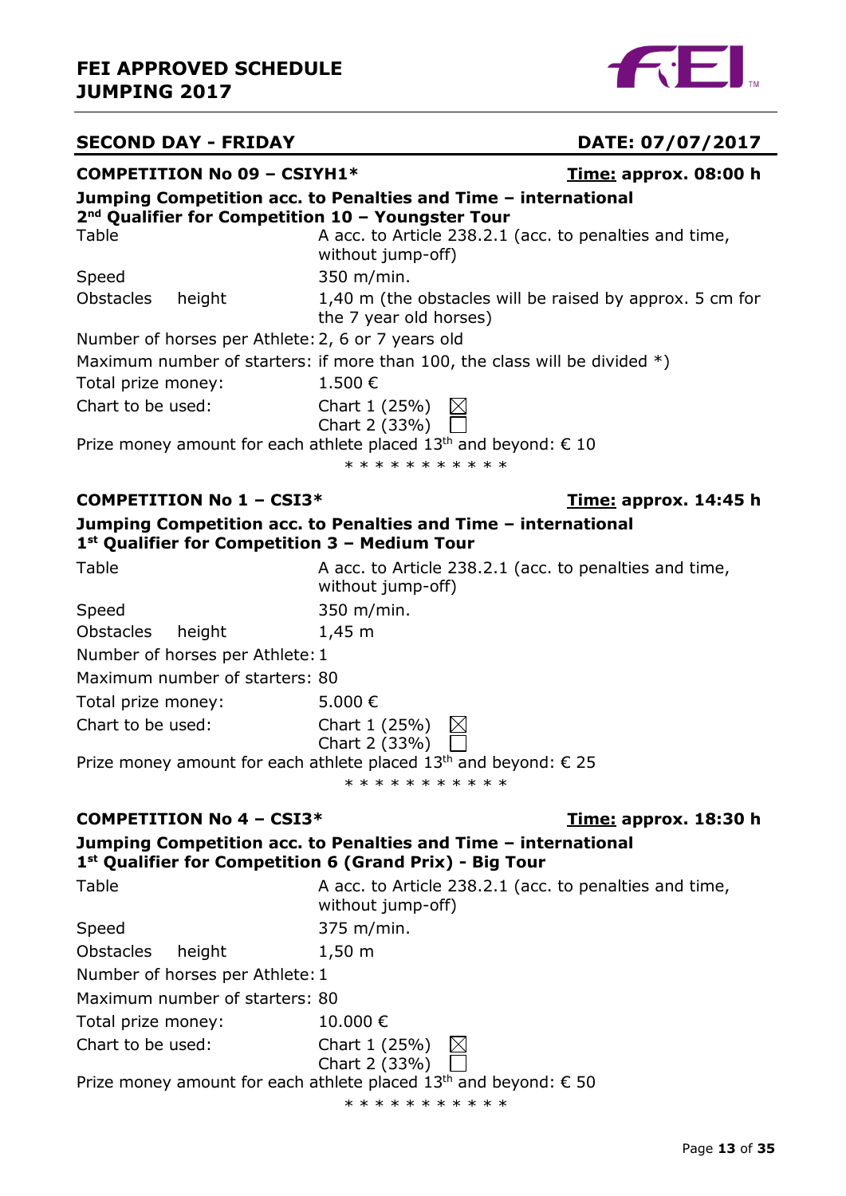## SECOND DAY - FRIDAY

**DATE: 07/07/2017**

### COMPETITION No 09 – CSIYH1*

**Time:** approx. 08:00 h

**Jumping Competition acc. to Penalties and Time – international**
**2nd Qualifier for Competition 10 – Youngster Tour**

Table: A acc. to Article 238.2.1 (acc. to penalties and time, without jump-off)

Speed: 350 m/min.

Obstacles height: 1,40 m (the obstacles will be raised by approx. 5 cm for the 7 year old horses)

Number of horses per Athlete: 2, 6 or 7 years old

Maximum number of starters: if more than 100, the class will be divided *)

Total prize money: 1.500 €

Chart to be used: Chart 1 (25%) ☒ Chart 2 (33%) ☐

Prize money amount for each athlete placed 13th and beyond: € 10

* * * * * * * * * * *

### COMPETITION No 1 – CSI3*

**Time:** approx. 14:45 h

**Jumping Competition acc. to Penalties and Time – international**
**1st Qualifier for Competition 3 – Medium Tour**

Table: A acc. to Article 238.2.1 (acc. to penalties and time, without jump-off)

Speed: 350 m/min.

Obstacles height: 1,45 m

Number of horses per Athlete: 1

Maximum number of starters: 80

Total prize money: 5.000 €

Chart to be used: Chart 1 (25%) ☒ Chart 2 (33%) ☐

Prize money amount for each athlete placed 13th and beyond: € 25

* * * * * * * * * * *

### COMPETITION No 4 – CSI3*

**Time:** approx. 18:30 h

**Jumping Competition acc. to Penalties and Time – international**
**1st Qualifier for Competition 6 (Grand Prix) - Big Tour**

Table: A acc. to Article 238.2.1 (acc. to penalties and time, without jump-off)

Speed: 375 m/min.

Obstacles height: 1,50 m

Number of horses per Athlete: 1

Maximum number of starters: 80

Total prize money: 10.000 €

Chart to be used: Chart 1 (25%) ☒ Chart 2 (33%) ☐

Prize money amount for each athlete placed 13th and beyond: € 50

* * * * * * * * * * *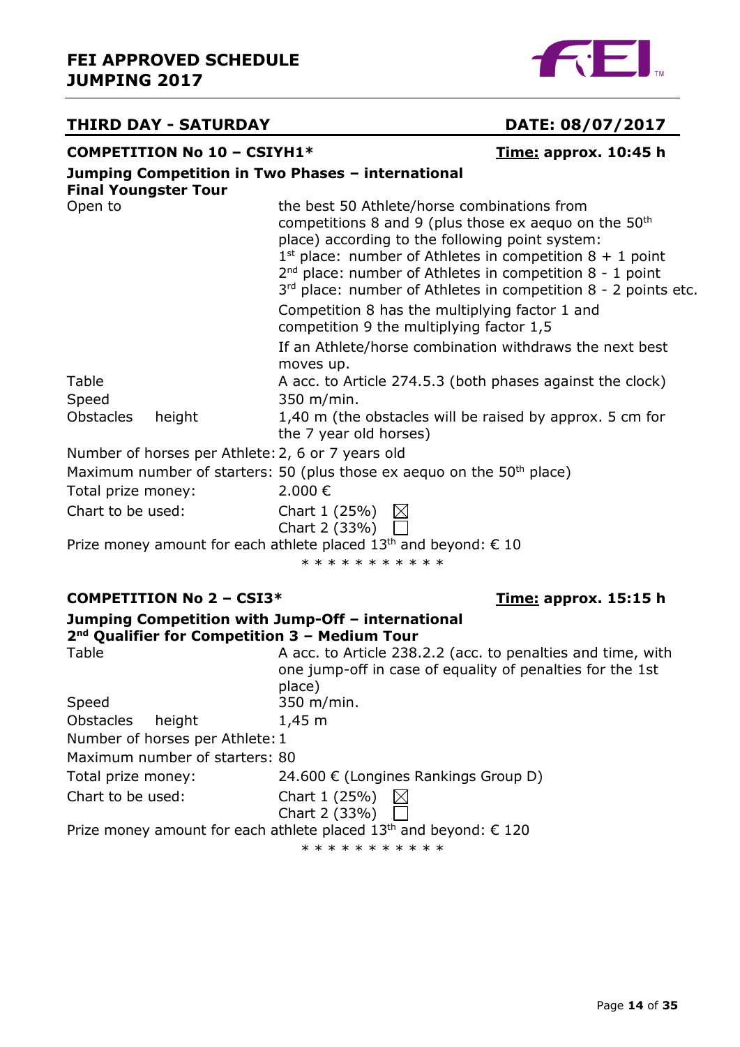# FEI APPROVED SCHEDULE JUMPING 2017

## THIRD DAY - SATURDAY — DATE: 08/07/2017

### COMPETITION No 10 – CSIYH1* — Time: approx. 10:45 h

**Jumping Competition in Two Phases – international**
**Final Youngster Tour**

| | |
|---|---|
| Open to | the best 50 Athlete/horse combinations from competitions 8 and 9 (plus those ex aequo on the 50th place) according to the following point system:<br>1st place: number of Athletes in competition 8 + 1 point<br>2nd place: number of Athletes in competition 8 - 1 point<br>3rd place: number of Athletes in competition 8 - 2 points etc.<br>Competition 8 has the multiplying factor 1 and competition 9 the multiplying factor 1,5<br>If an Athlete/horse combination withdraws the next best moves up. |
| Table | A acc. to Article 274.5.3 (both phases against the clock) |
| Speed | 350 m/min. |
| Obstacles height | 1,40 m (the obstacles will be raised by approx. 5 cm for the 7 year old horses) |
| Number of horses per Athlete: | 2, 6 or 7 years old |
| Maximum number of starters: | 50 (plus those ex aequo on the 50th place) |
| Total prize money: | 2.000 € |
| Chart to be used: | Chart 1 (25%) ☒<br>Chart 2 (33%) ☐ |

Prize money amount for each athlete placed 13th and beyond: € 10

\* \* \* \* \* \* \* \* \* \* \*

### COMPETITION No 2 – CSI3* — Time: approx. 15:15 h

**Jumping Competition with Jump-Off – international**
**2nd Qualifier for Competition 3 – Medium Tour**

| | |
|---|---|
| Table | A acc. to Article 238.2.2 (acc. to penalties and time, with one jump-off in case of equality of penalties for the 1st place) |
| Speed | 350 m/min. |
| Obstacles height | 1,45 m |
| Number of horses per Athlete: | 1 |
| Maximum number of starters: | 80 |
| Total prize money: | 24.600 € (Longines Rankings Group D) |
| Chart to be used: | Chart 1 (25%) ☒<br>Chart 2 (33%) ☐ |

Prize money amount for each athlete placed 13th and beyond: € 120

\* \* \* \* \* \* \* \* \* \* \*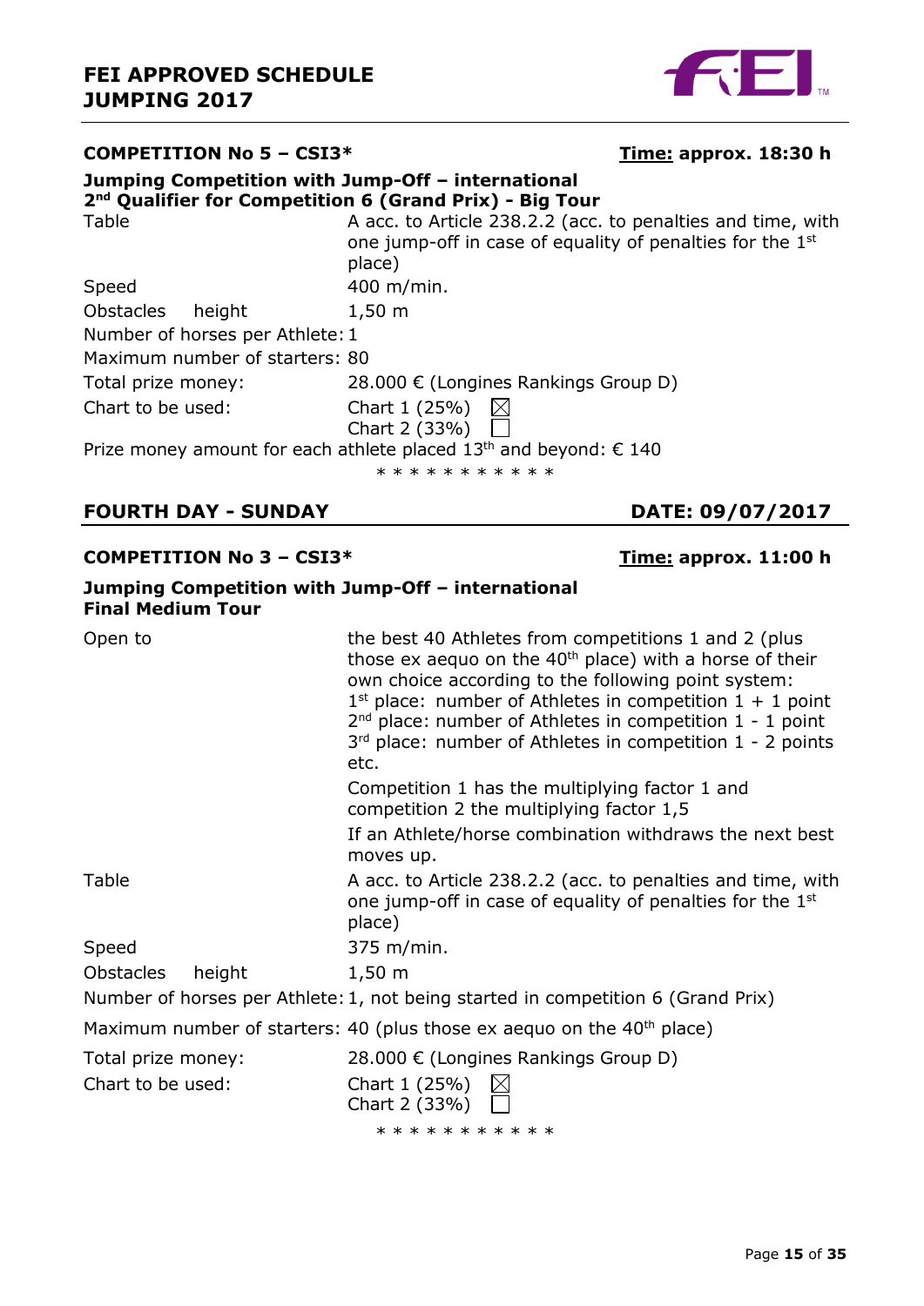### COMPETITION No 5 – CSI3* — Time: approx. 18:30 h

**Jumping Competition with Jump-Off – international**
**2nd Qualifier for Competition 6 (Grand Prix) - Big Tour**

| | |
|---|---|
| Table | A acc. to Article 238.2.2 (acc. to penalties and time, with one jump-off in case of equality of penalties for the 1st place) |
| Speed | 400 m/min. |
| Obstacles height | 1,50 m |
| Number of horses per Athlete: | 1 |
| Maximum number of starters: | 80 |
| Total prize money: | 28.000 € (Longines Rankings Group D) |
| Chart to be used: | Chart 1 (25%) ☒<br>Chart 2 (33%) ☐ |

Prize money amount for each athlete placed 13th and beyond: € 140

* * * * * * * * * * *

## FOURTH DAY - SUNDAY — DATE: 09/07/2017

### COMPETITION No 3 – CSI3* — Time: approx. 11:00 h

**Jumping Competition with Jump-Off – international**
**Final Medium Tour**

| | |
|---|---|
| Open to | the best 40 Athletes from competitions 1 and 2 (plus those ex aequo on the 40th place) with a horse of their own choice according to the following point system:<br>1st place: number of Athletes in competition 1 + 1 point<br>2nd place: number of Athletes in competition 1 - 1 point<br>3rd place: number of Athletes in competition 1 - 2 points<br>etc.<br>Competition 1 has the multiplying factor 1 and competition 2 the multiplying factor 1,5<br>If an Athlete/horse combination withdraws the next best moves up. |
| Table | A acc. to Article 238.2.2 (acc. to penalties and time, with one jump-off in case of equality of penalties for the 1st place) |
| Speed | 375 m/min. |
| Obstacles height | 1,50 m |
| Number of horses per Athlete: | 1, not being started in competition 6 (Grand Prix) |
| Maximum number of starters: | 40 (plus those ex aequo on the 40th place) |
| Total prize money: | 28.000 € (Longines Rankings Group D) |
| Chart to be used: | Chart 1 (25%) ☒<br>Chart 2 (33%) ☐ |

* * * * * * * * * * *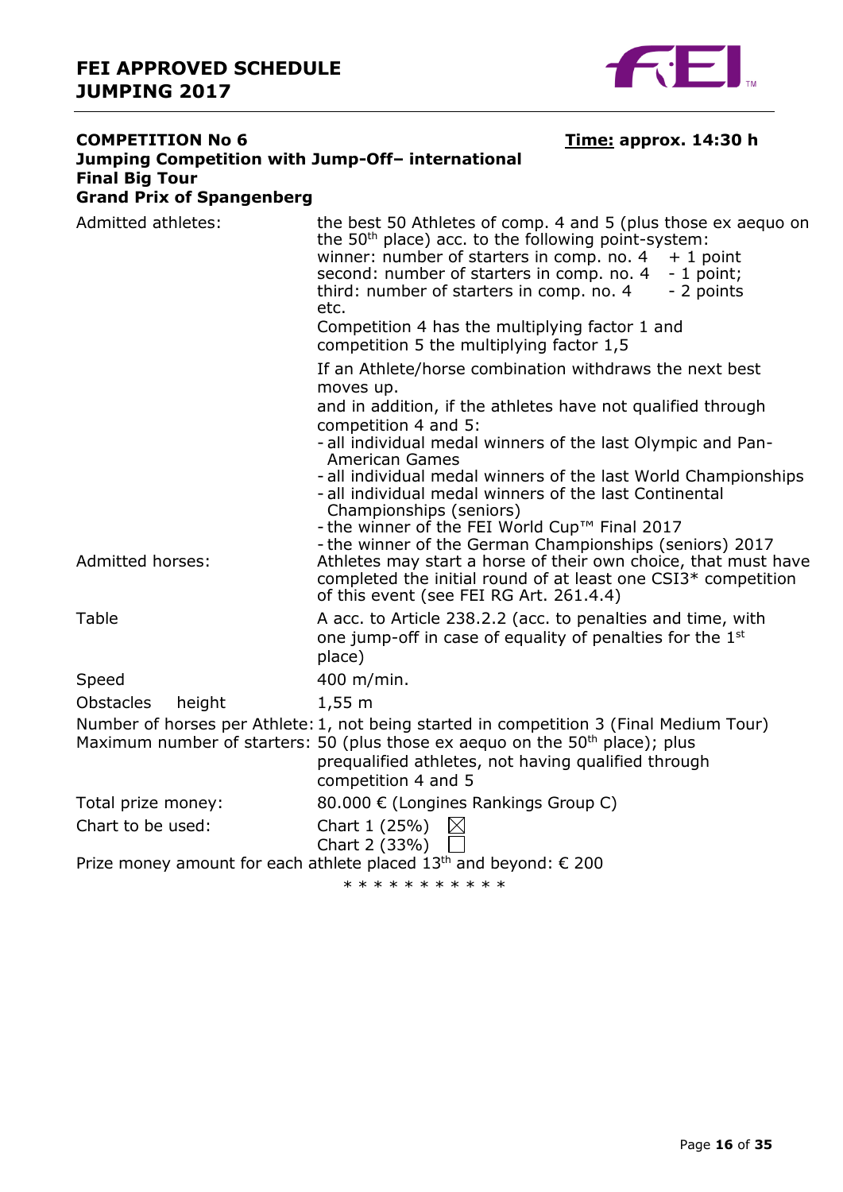## COMPETITION No 6

**Time: approx. 14:30 h**

### Jumping Competition with Jump-Off– international Final Big Tour Grand Prix of Spangenberg

| | |
|---|---|
| Admitted athletes: | the best 50 Athletes of comp. 4 and 5 (plus those ex aequo on the 50th place) acc. to the following point-system:<br>winner: number of starters in comp. no. 4 + 1 point<br>second: number of starters in comp. no. 4 - 1 point;<br>third: number of starters in comp. no. 4 - 2 points<br>etc.<br>Competition 4 has the multiplying factor 1 and competition 5 the multiplying factor 1,5<br><br>If an Athlete/horse combination withdraws the next best moves up.<br>and in addition, if the athletes have not qualified through competition 4 and 5:<br>- all individual medal winners of the last Olympic and Pan-American Games<br>- all individual medal winners of the last World Championships<br>- all individual medal winners of the last Continental Championships (seniors)<br>- the winner of the FEI World Cup™ Final 2017<br>- the winner of the German Championships (seniors) 2017 |
| Admitted horses: | Athletes may start a horse of their own choice, that must have completed the initial round of at least one CSI3* competition of this event (see FEI RG Art. 261.4.4) |
| Table | A acc. to Article 238.2.2 (acc. to penalties and time, with one jump-off in case of equality of penalties for the 1st place) |
| Speed | 400 m/min. |
| Obstacles height | 1,55 m |
| Number of horses per Athlete: | 1, not being started in competition 3 (Final Medium Tour) |
| Maximum number of starters: | 50 (plus those ex aequo on the 50th place); plus prequalified athletes, not having qualified through competition 4 and 5 |
| Total prize money: | 80.000 € (Longines Rankings Group C) |
| Chart to be used: | Chart 1 (25%) ☒<br>Chart 2 (33%) ☐ |

Prize money amount for each athlete placed 13th and beyond: € 200

* * * * * * * * * * *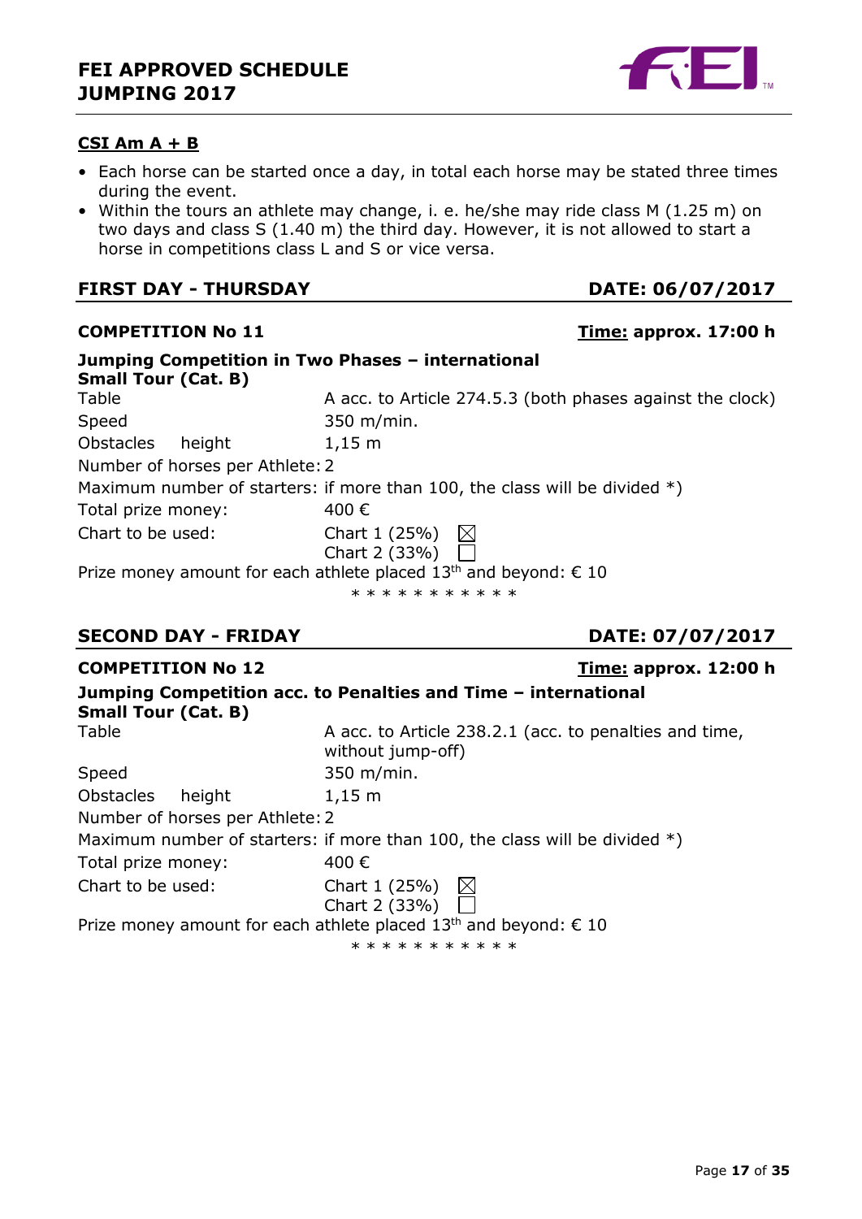## CSI Am A + B

- Each horse can be started once a day, in total each horse may be stated three times during the event.
- Within the tours an athlete may change, i. e. he/she may ride class M (1.25 m) on two days and class S (1.40 m) the third day. However, it is not allowed to start a horse in competitions class L and S or vice versa.

## FIRST DAY - THURSDAY — DATE: 06/07/2017

**COMPETITION No 11** — **Time: approx. 17:00 h**

**Jumping Competition in Two Phases – international**
**Small Tour (Cat. B)**

| | |
|---|---|
| Table | A acc. to Article 274.5.3 (both phases against the clock) |
| Speed | 350 m/min. |
| Obstacles height | 1,15 m |
| Number of horses per Athlete: | 2 |
| Maximum number of starters: | if more than 100, the class will be divided *) |
| Total prize money: | 400 € |
| Chart to be used: | Chart 1 (25%) ☒<br>Chart 2 (33%) ☐ |

Prize money amount for each athlete placed 13th and beyond: € 10

* * * * * * * * * * *

## SECOND DAY - FRIDAY — DATE: 07/07/2017

**COMPETITION No 12** — **Time: approx. 12:00 h**

**Jumping Competition acc. to Penalties and Time – international**
**Small Tour (Cat. B)**

| | |
|---|---|
| Table | A acc. to Article 238.2.1 (acc. to penalties and time, without jump-off) |
| Speed | 350 m/min. |
| Obstacles height | 1,15 m |
| Number of horses per Athlete: | 2 |
| Maximum number of starters: | if more than 100, the class will be divided *) |
| Total prize money: | 400 € |
| Chart to be used: | Chart 1 (25%) ☒<br>Chart 2 (33%) ☐ |

Prize money amount for each athlete placed 13th and beyond: € 10

* * * * * * * * * * *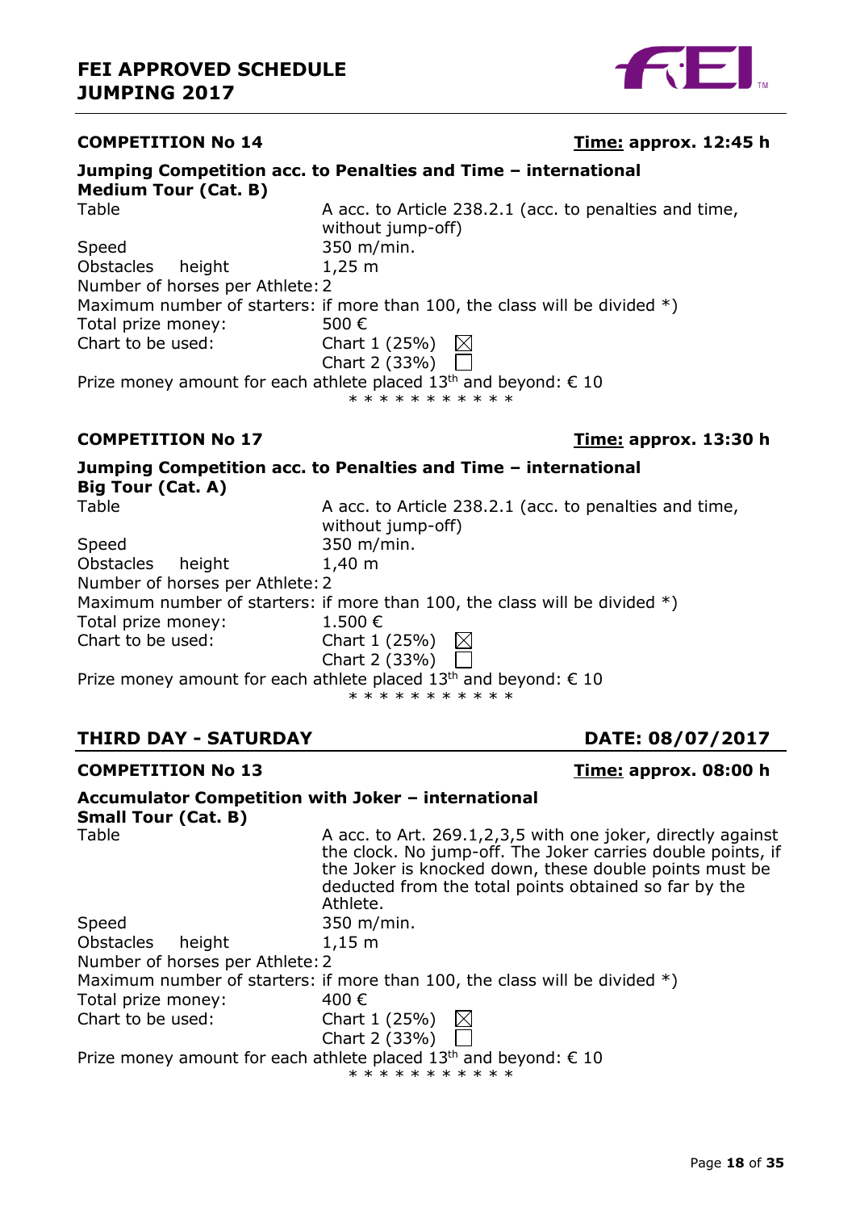**COMPETITION No 14** — **Time:** approx. 12:45 h

**Jumping Competition acc. to Penalties and Time – international**
**Medium Tour (Cat. B)**

Table: A acc. to Article 238.2.1 (acc. to penalties and time, without jump-off)
Speed: 350 m/min.
Obstacles height: 1,25 m
Number of horses per Athlete: 2
Maximum number of starters: if more than 100, the class will be divided *)
Total prize money: 500 €
Chart to be used: Chart 1 (25%) ☒
Chart 2 (33%) ☐

Prize money amount for each athlete placed 13th and beyond: € 10

* * * * * * * * * * *

**COMPETITION No 17** — **Time:** approx. 13:30 h

**Jumping Competition acc. to Penalties and Time – international**
**Big Tour (Cat. A)**

Table: A acc. to Article 238.2.1 (acc. to penalties and time, without jump-off)
Speed: 350 m/min.
Obstacles height: 1,40 m
Number of horses per Athlete: 2
Maximum number of starters: if more than 100, the class will be divided *)
Total prize money: 1.500 €
Chart to be used: Chart 1 (25%) ☒
Chart 2 (33%) ☐

Prize money amount for each athlete placed 13th and beyond: € 10

* * * * * * * * * * *

## THIRD DAY - SATURDAY — DATE: 08/07/2017

**COMPETITION No 13** — **Time:** approx. 08:00 h

**Accumulator Competition with Joker – international**
**Small Tour (Cat. B)**

Table: A acc. to Art. 269.1,2,3,5 with one joker, directly against the clock. No jump-off. The Joker carries double points, if the Joker is knocked down, these double points must be deducted from the total points obtained so far by the Athlete.
Speed: 350 m/min.
Obstacles height: 1,15 m
Number of horses per Athlete: 2
Maximum number of starters: if more than 100, the class will be divided *)
Total prize money: 400 €
Chart to be used: Chart 1 (25%) ☒
Chart 2 (33%) ☐

Prize money amount for each athlete placed 13th and beyond: € 10

* * * * * * * * * * *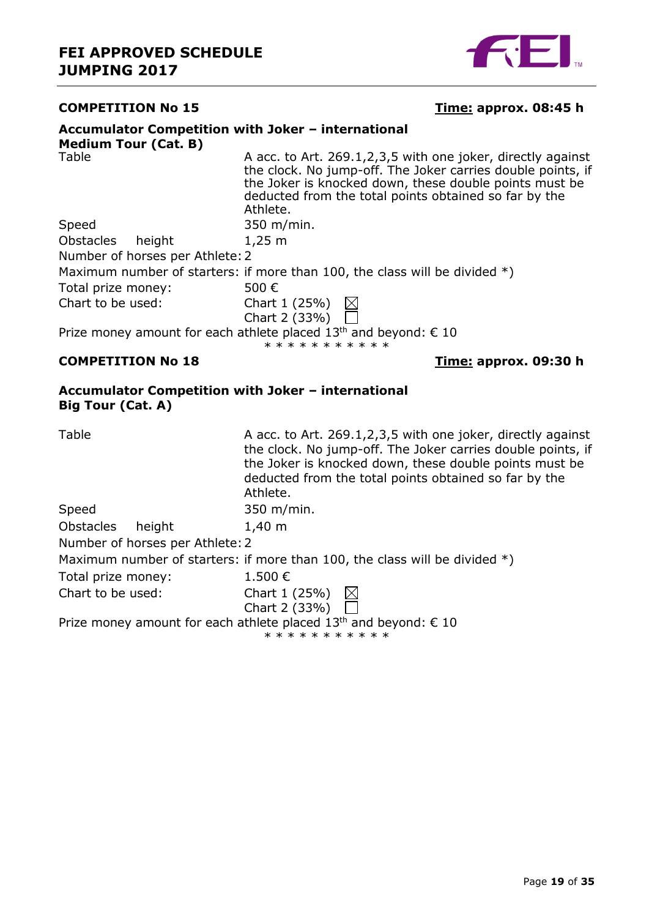## COMPETITION No 15

**Time: approx. 08:45 h**

### Accumulator Competition with Joker – international
**Medium Tour (Cat. B)**

Table: A acc. to Art. 269.1,2,3,5 with one joker, directly against the clock. No jump-off. The Joker carries double points, if the Joker is knocked down, these double points must be deducted from the total points obtained so far by the Athlete.

Speed: 350 m/min.

Obstacles height: 1,25 m

Number of horses per Athlete: 2

Maximum number of starters: if more than 100, the class will be divided *)

Total prize money: 500 €

Chart to be used:
- Chart 1 (25%) ☒
- Chart 2 (33%) ☐

Prize money amount for each athlete placed 13th and beyond: € 10

\* \* \* \* \* \* \* \* \* \* \*

## COMPETITION No 18

**Time: approx. 09:30 h**

### Accumulator Competition with Joker – international
**Big Tour (Cat. A)**

Table: A acc. to Art. 269.1,2,3,5 with one joker, directly against the clock. No jump-off. The Joker carries double points, if the Joker is knocked down, these double points must be deducted from the total points obtained so far by the Athlete.

Speed: 350 m/min.

Obstacles height: 1,40 m

Number of horses per Athlete: 2

Maximum number of starters: if more than 100, the class will be divided *)

Total prize money: 1.500 €

Chart to be used:
- Chart 1 (25%) ☒
- Chart 2 (33%) ☐

Prize money amount for each athlete placed 13th and beyond: € 10

\* \* \* \* \* \* \* \* \* \* \*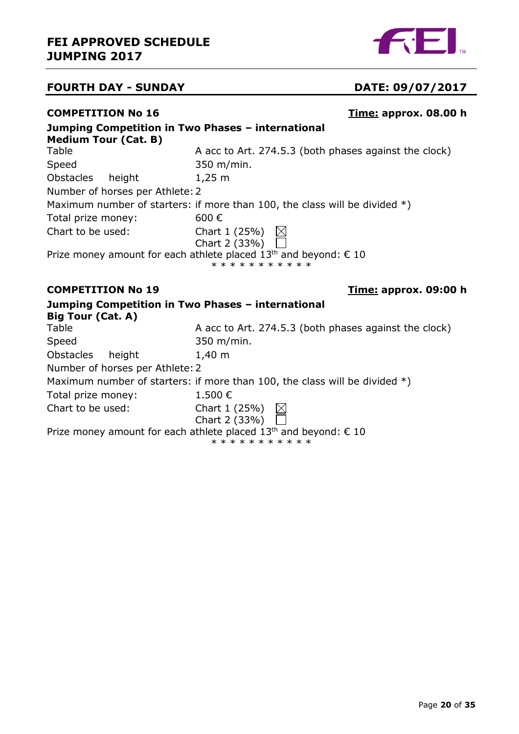## FOURTH DAY - SUNDAY

**DATE: 09/07/2017**

### COMPETITION No 16

**Time: approx. 08.00 h**

**Jumping Competition in Two Phases – international**
**Medium Tour (Cat. B)**

Table A acc to Art. 274.5.3 (both phases against the clock)
Speed 350 m/min.
Obstacles height 1,25 m
Number of horses per Athlete: 2
Maximum number of starters: if more than 100, the class will be divided *)
Total prize money: 600 €
Chart to be used: Chart 1 (25%) ☒
Chart 2 (33%) ☐

Prize money amount for each athlete placed 13th and beyond: € 10

* * * * * * * * * * *

### COMPETITION No 19

**Time: approx. 09:00 h**

**Jumping Competition in Two Phases – international**
**Big Tour (Cat. A)**

Table A acc to Art. 274.5.3 (both phases against the clock)
Speed 350 m/min.
Obstacles height 1,40 m
Number of horses per Athlete: 2
Maximum number of starters: if more than 100, the class will be divided *)
Total prize money: 1.500 €
Chart to be used: Chart 1 (25%) ☒
Chart 2 (33%) ☐

Prize money amount for each athlete placed 13th and beyond: € 10

* * * * * * * * * * *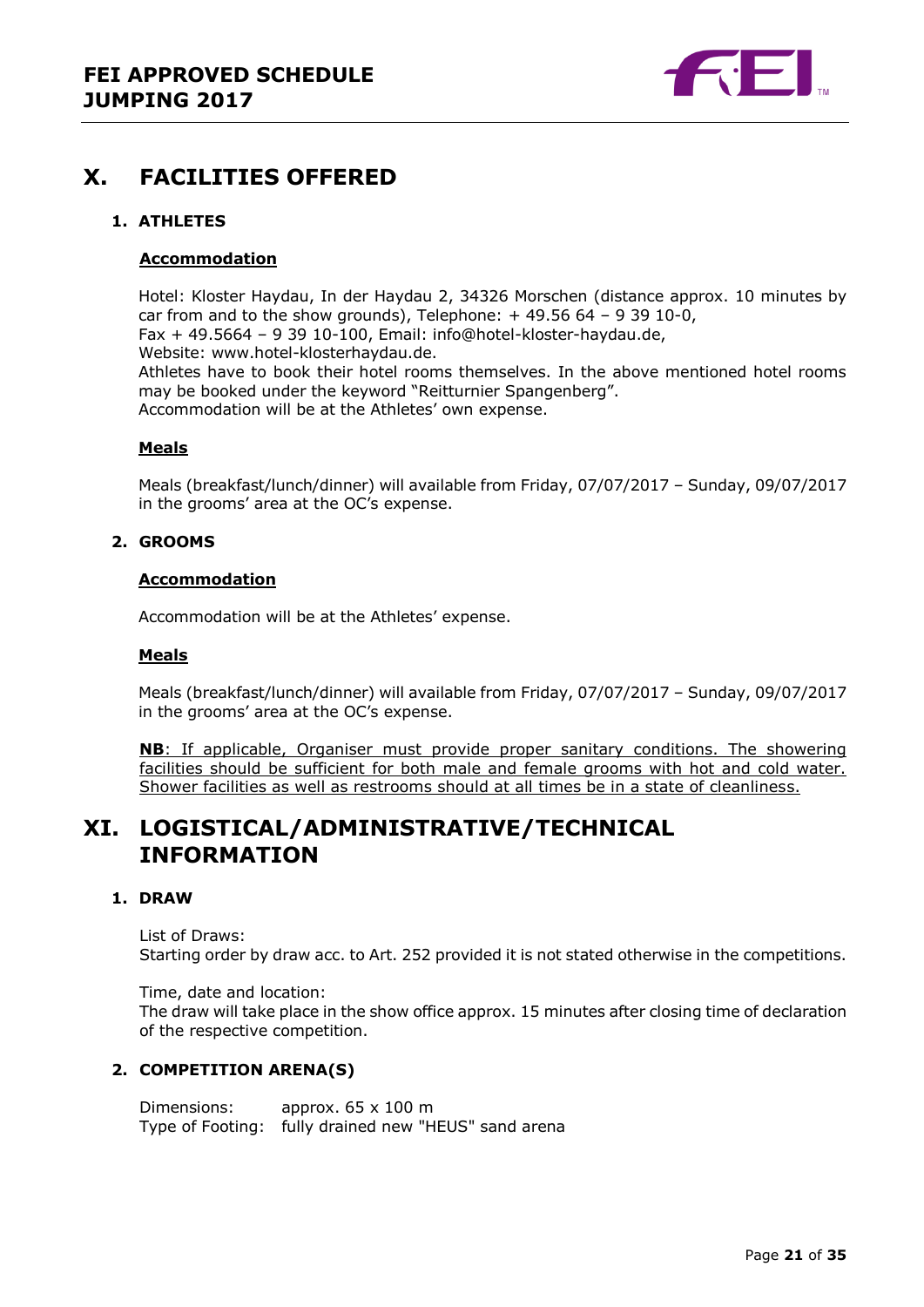# X. FACILITIES OFFERED

## 1. ATHLETES

### Accommodation

Hotel: Kloster Haydau, In der Haydau 2, 34326 Morschen (distance approx. 10 minutes by car from and to the show grounds), Telephone: + 49.56 64 – 9 39 10-0,
Fax + 49.5664 – 9 39 10-100, Email: info@hotel-kloster-haydau.de,
Website: www.hotel-klosterhaydau.de.
Athletes have to book their hotel rooms themselves. In the above mentioned hotel rooms may be booked under the keyword "Reitturnier Spangenberg".
Accommodation will be at the Athletes' own expense.

### Meals

Meals (breakfast/lunch/dinner) will available from Friday, 07/07/2017 – Sunday, 09/07/2017 in the grooms' area at the OC's expense.

## 2. GROOMS

### Accommodation

Accommodation will be at the Athletes' expense.

### Meals

Meals (breakfast/lunch/dinner) will available from Friday, 07/07/2017 – Sunday, 09/07/2017 in the grooms' area at the OC's expense.

**NB**: If applicable, Organiser must provide proper sanitary conditions. The showering facilities should be sufficient for both male and female grooms with hot and cold water. Shower facilities as well as restrooms should at all times be in a state of cleanliness.

# XI. LOGISTICAL/ADMINISTRATIVE/TECHNICAL INFORMATION

## 1. DRAW

List of Draws:
Starting order by draw acc. to Art. 252 provided it is not stated otherwise in the competitions.

Time, date and location:
The draw will take place in the show office approx. 15 minutes after closing time of declaration of the respective competition.

## 2. COMPETITION ARENA(S)

Dimensions: approx. 65 x 100 m
Type of Footing: fully drained new "HEUS" sand arena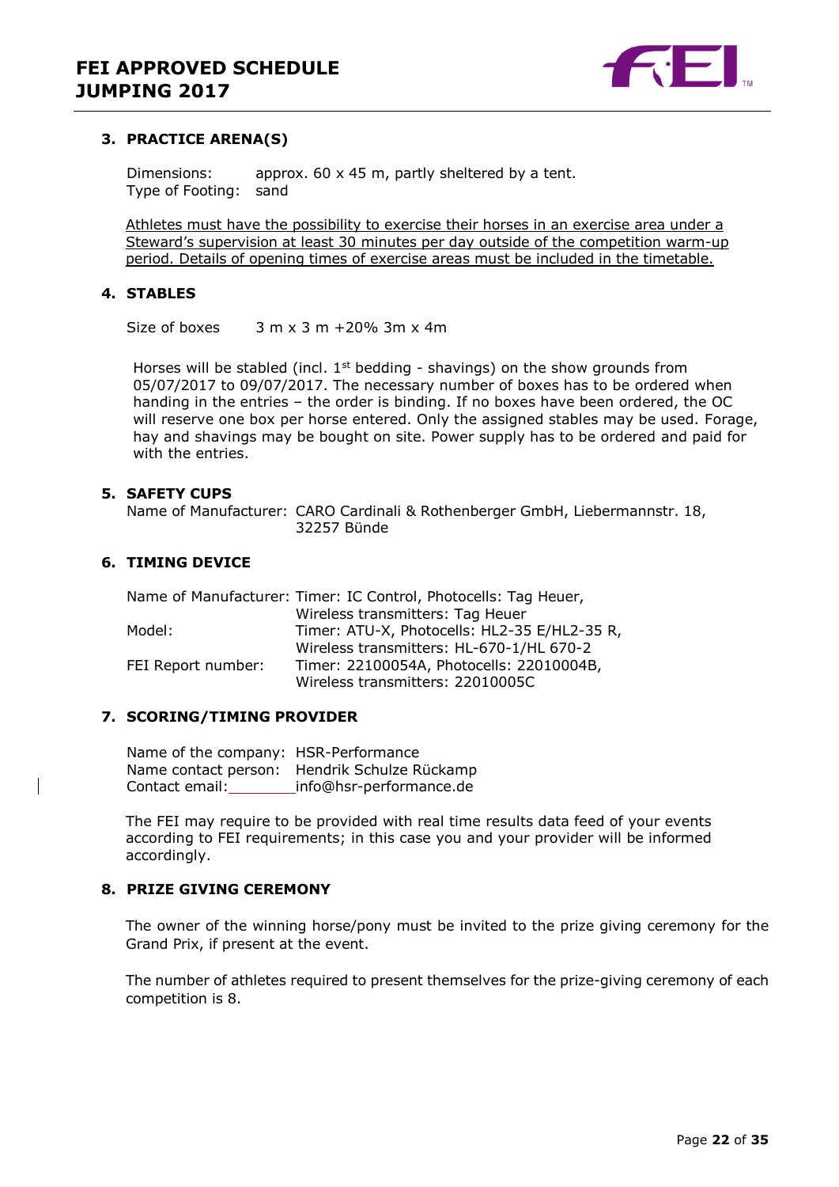### 3. PRACTICE ARENA(S)

Dimensions: approx. 60 x 45 m, partly sheltered by a tent.
Type of Footing: sand

<u>Athletes must have the possibility to exercise their horses in an exercise area under a Steward's supervision at least 30 minutes per day outside of the competition warm-up period. Details of opening times of exercise areas must be included in the timetable.</u>

### 4. STABLES

Size of boxes 3 m x 3 m +20% 3m x 4m

Horses will be stabled (incl. 1st bedding - shavings) on the show grounds from 05/07/2017 to 09/07/2017. The necessary number of boxes has to be ordered when handing in the entries – the order is binding. If no boxes have been ordered, the OC will reserve one box per horse entered. Only the assigned stables may be used. Forage, hay and shavings may be bought on site. Power supply has to be ordered and paid for with the entries.

### 5. SAFETY CUPS

Name of Manufacturer: CARO Cardinali & Rothenberger GmbH, Liebermannstr. 18, 32257 Bünde

### 6. TIMING DEVICE

Name of Manufacturer: Timer: IC Control, Photocells: Tag Heuer, Wireless transmitters: Tag Heuer
Model: Timer: ATU-X, Photocells: HL2-35 E/HL2-35 R, Wireless transmitters: HL-670-1/HL 670-2
FEI Report number: Timer: 22100054A, Photocells: 22010004B, Wireless transmitters: 22010005C

### 7. SCORING/TIMING PROVIDER

Name of the company: HSR-Performance
Name contact person: Hendrik Schulze Rückamp
Contact email: info@hsr-performance.de

The FEI may require to be provided with real time results data feed of your events according to FEI requirements; in this case you and your provider will be informed accordingly.

### 8. PRIZE GIVING CEREMONY

The owner of the winning horse/pony must be invited to the prize giving ceremony for the Grand Prix, if present at the event.

The number of athletes required to present themselves for the prize-giving ceremony of each competition is 8.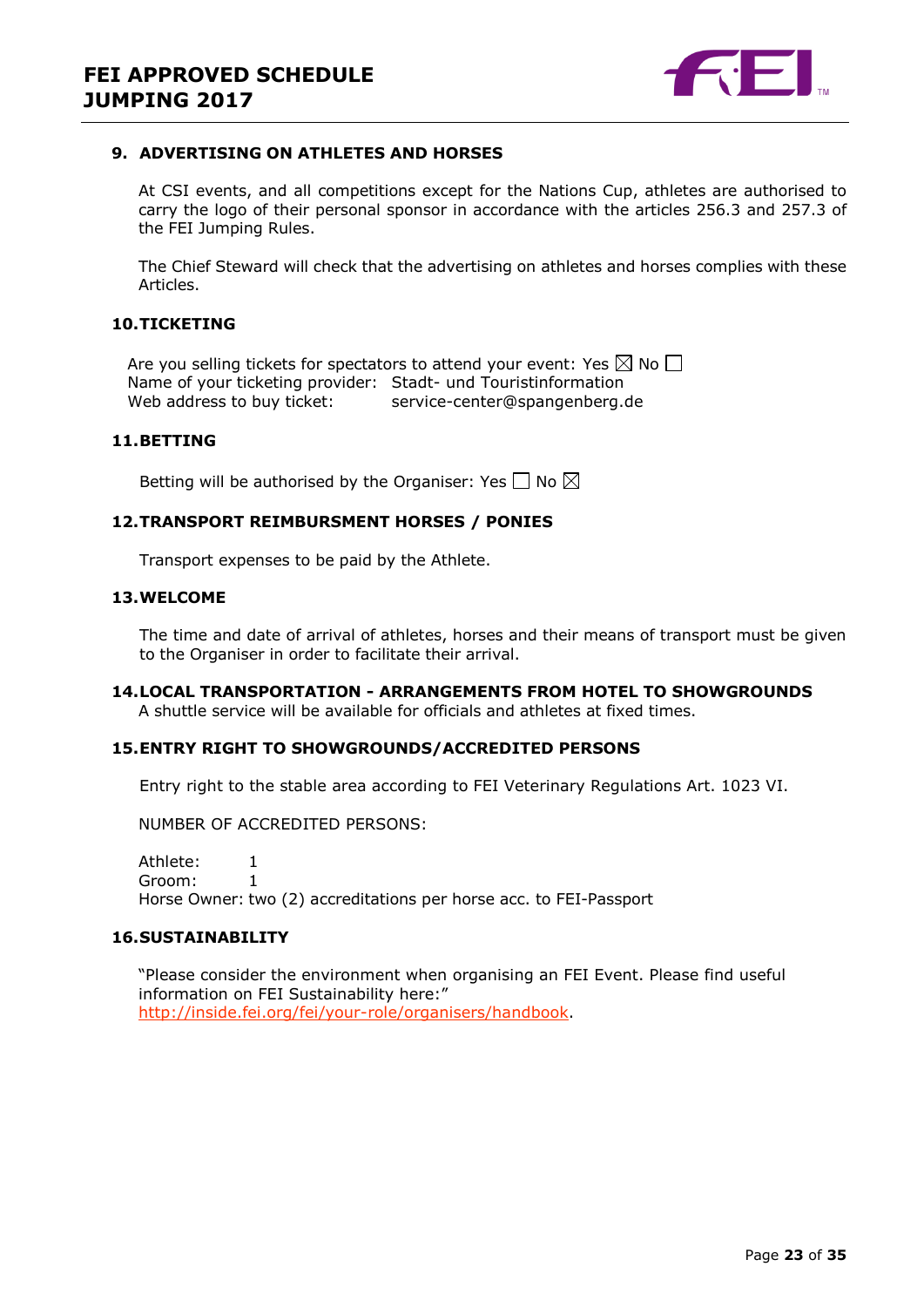## 9. ADVERTISING ON ATHLETES AND HORSES

At CSI events, and all competitions except for the Nations Cup, athletes are authorised to carry the logo of their personal sponsor in accordance with the articles 256.3 and 257.3 of the FEI Jumping Rules.

The Chief Steward will check that the advertising on athletes and horses complies with these Articles.

## 10. TICKETING

Are you selling tickets for spectators to attend your event: Yes ☒ No ☐
Name of your ticketing provider: Stadt- und Touristinformation
Web address to buy ticket: service-center@spangenberg.de

## 11. BETTING

Betting will be authorised by the Organiser: Yes ☐ No ☒

## 12. TRANSPORT REIMBURSMENT HORSES / PONIES

Transport expenses to be paid by the Athlete.

## 13. WELCOME

The time and date of arrival of athletes, horses and their means of transport must be given to the Organiser in order to facilitate their arrival.

## 14. LOCAL TRANSPORTATION - ARRANGEMENTS FROM HOTEL TO SHOWGROUNDS

A shuttle service will be available for officials and athletes at fixed times.

## 15. ENTRY RIGHT TO SHOWGROUNDS/ACCREDITED PERSONS

Entry right to the stable area according to FEI Veterinary Regulations Art. 1023 VI.

NUMBER OF ACCREDITED PERSONS:

Athlete: 1
Groom: 1
Horse Owner: two (2) accreditations per horse acc. to FEI-Passport

## 16. SUSTAINABILITY

"Please consider the environment when organising an FEI Event. Please find useful information on FEI Sustainability here:" http://inside.fei.org/fei/your-role/organisers/handbook.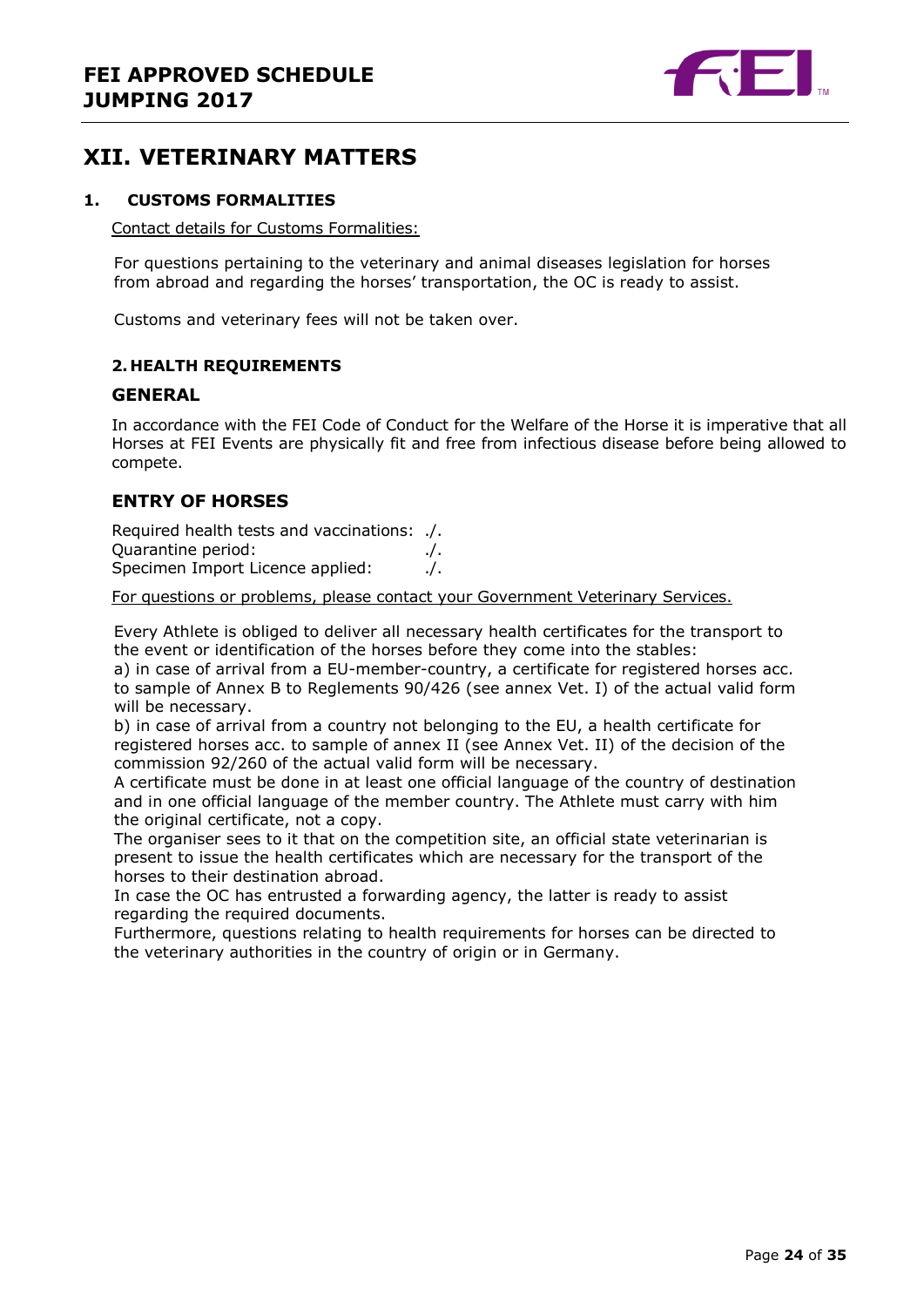# XII. VETERINARY MATTERS

## 1. CUSTOMS FORMALITIES

Contact details for Customs Formalities:

For questions pertaining to the veterinary and animal diseases legislation for horses from abroad and regarding the horses' transportation, the OC is ready to assist.

Customs and veterinary fees will not be taken over.

## 2. HEALTH REQUIREMENTS

### GENERAL

In accordance with the FEI Code of Conduct for the Welfare of the Horse it is imperative that all Horses at FEI Events are physically fit and free from infectious disease before being allowed to compete.

### ENTRY OF HORSES

Required health tests and vaccinations: ./.
Quarantine period: ./.
Specimen Import Licence applied: ./.

For questions or problems, please contact your Government Veterinary Services.

Every Athlete is obliged to deliver all necessary health certificates for the transport to the event or identification of the horses before they come into the stables:

a) in case of arrival from a EU-member-country, a certificate for registered horses acc. to sample of Annex B to Reglements 90/426 (see annex Vet. I) of the actual valid form will be necessary.

b) in case of arrival from a country not belonging to the EU, a health certificate for registered horses acc. to sample of annex II (see Annex Vet. II) of the decision of the commission 92/260 of the actual valid form will be necessary.

A certificate must be done in at least one official language of the country of destination and in one official language of the member country. The Athlete must carry with him the original certificate, not a copy.

The organiser sees to it that on the competition site, an official state veterinarian is present to issue the health certificates which are necessary for the transport of the horses to their destination abroad.

In case the OC has entrusted a forwarding agency, the latter is ready to assist regarding the required documents.

Furthermore, questions relating to health requirements for horses can be directed to the veterinary authorities in the country of origin or in Germany.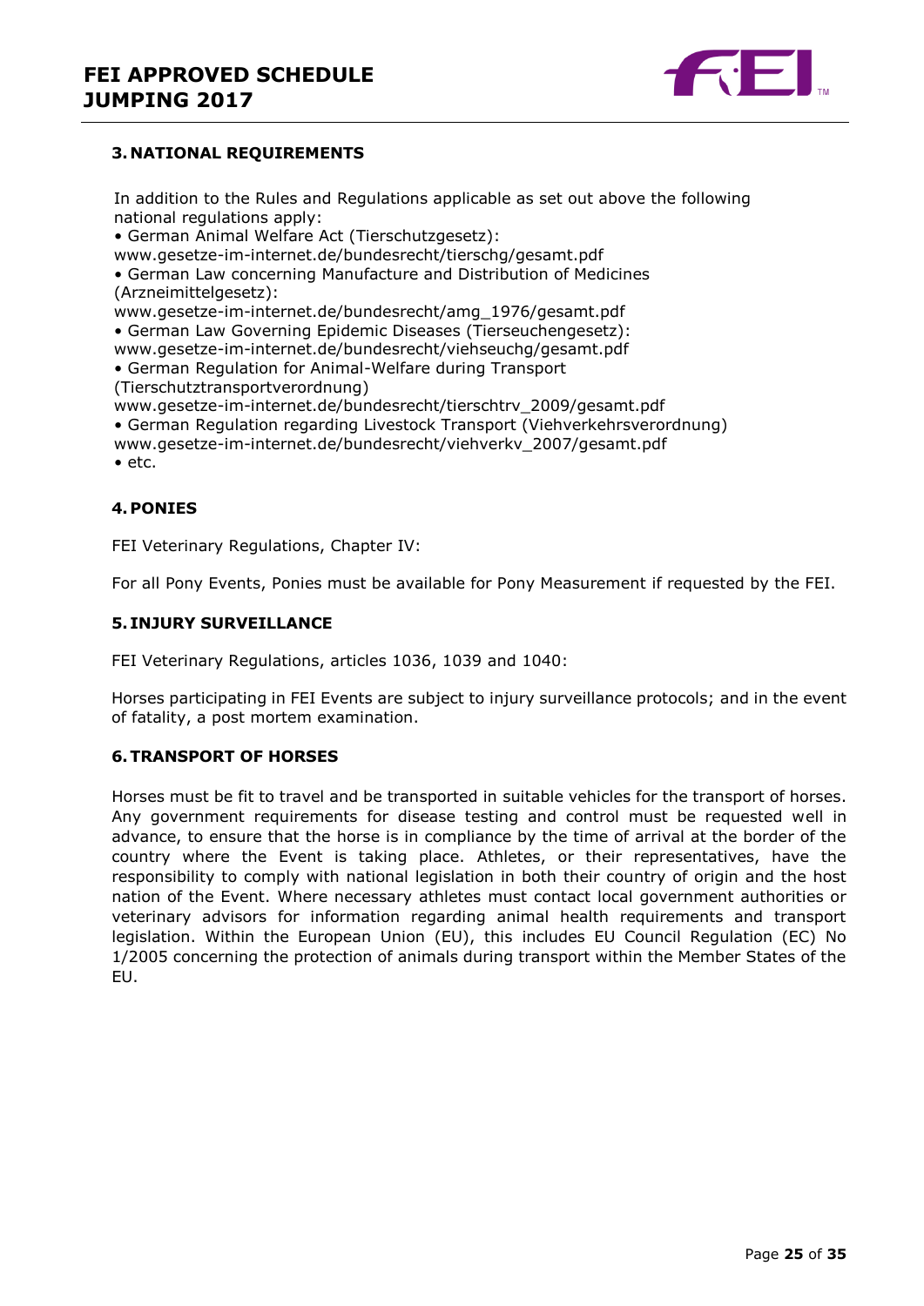### 3. NATIONAL REQUIREMENTS

In addition to the Rules and Regulations applicable as set out above the following national regulations apply:

- German Animal Welfare Act (Tierschutzgesetz): www.gesetze-im-internet.de/bundesrecht/tierschg/gesamt.pdf
- German Law concerning Manufacture and Distribution of Medicines (Arzneimittelgesetz): www.gesetze-im-internet.de/bundesrecht/amg_1976/gesamt.pdf
- German Law Governing Epidemic Diseases (Tierseuchengesetz): www.gesetze-im-internet.de/bundesrecht/viehseuchg/gesamt.pdf
- German Regulation for Animal-Welfare during Transport (Tierschutztransportverordnung) www.gesetze-im-internet.de/bundesrecht/tierschtrv_2009/gesamt.pdf
- German Regulation regarding Livestock Transport (Viehverkehrsverordnung) www.gesetze-im-internet.de/bundesrecht/viehverkv_2007/gesamt.pdf
- etc.

### 4. PONIES

FEI Veterinary Regulations, Chapter IV:

For all Pony Events, Ponies must be available for Pony Measurement if requested by the FEI.

### 5. INJURY SURVEILLANCE

FEI Veterinary Regulations, articles 1036, 1039 and 1040:

Horses participating in FEI Events are subject to injury surveillance protocols; and in the event of fatality, a post mortem examination.

### 6. TRANSPORT OF HORSES

Horses must be fit to travel and be transported in suitable vehicles for the transport of horses. Any government requirements for disease testing and control must be requested well in advance, to ensure that the horse is in compliance by the time of arrival at the border of the country where the Event is taking place. Athletes, or their representatives, have the responsibility to comply with national legislation in both their country of origin and the host nation of the Event. Where necessary athletes must contact local government authorities or veterinary advisors for information regarding animal health requirements and transport legislation. Within the European Union (EU), this includes EU Council Regulation (EC) No 1/2005 concerning the protection of animals during transport within the Member States of the EU.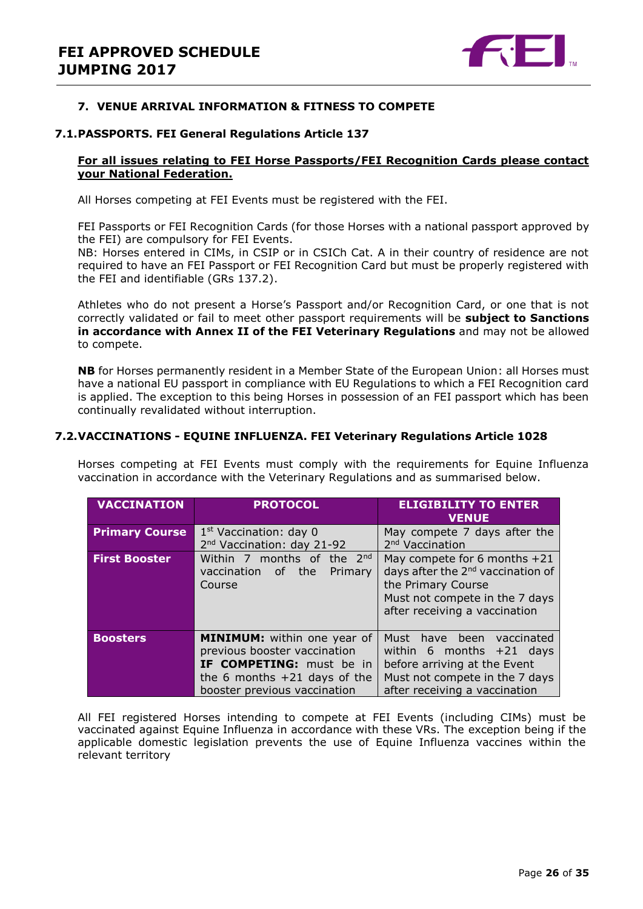## 7. VENUE ARRIVAL INFORMATION & FITNESS TO COMPETE

### 7.1. PASSPORTS. FEI General Regulations Article 137

**For all issues relating to FEI Horse Passports/FEI Recognition Cards please contact your National Federation.**

All Horses competing at FEI Events must be registered with the FEI.

FEI Passports or FEI Recognition Cards (for those Horses with a national passport approved by the FEI) are compulsory for FEI Events.
NB: Horses entered in CIMs, in CSIP or in CSICh Cat. A in their country of residence are not required to have an FEI Passport or FEI Recognition Card but must be properly registered with the FEI and identifiable (GRs 137.2).

Athletes who do not present a Horse's Passport and/or Recognition Card, or one that is not correctly validated or fail to meet other passport requirements will be **subject to Sanctions in accordance with Annex II of the FEI Veterinary Regulations** and may not be allowed to compete.

**NB** for Horses permanently resident in a Member State of the European Union: all Horses must have a national EU passport in compliance with EU Regulations to which a FEI Recognition card is applied. The exception to this being Horses in possession of an FEI passport which has been continually revalidated without interruption.

### 7.2. VACCINATIONS - EQUINE INFLUENZA. FEI Veterinary Regulations Article 1028

Horses competing at FEI Events must comply with the requirements for Equine Influenza vaccination in accordance with the Veterinary Regulations and as summarised below.

| VACCINATION | PROTOCOL | ELIGIBILITY TO ENTER VENUE |
|---|---|---|
| **Primary Course** | 1st Vaccination: day 0<br>2nd Vaccination: day 21-92 | May compete 7 days after the 2nd Vaccination |
| **First Booster** | Within 7 months of the 2nd vaccination of the Primary Course | May compete for 6 months +21 days after the 2nd vaccination of the Primary Course<br>Must not compete in the 7 days after receiving a vaccination |
| **Boosters** | **MINIMUM:** within one year of previous booster vaccination<br>**IF COMPETING:** must be in the 6 months +21 days of the booster previous vaccination | Must have been vaccinated within 6 months +21 days before arriving at the Event<br>Must not compete in the 7 days after receiving a vaccination |

All FEI registered Horses intending to compete at FEI Events (including CIMs) must be vaccinated against Equine Influenza in accordance with these VRs. The exception being if the applicable domestic legislation prevents the use of Equine Influenza vaccines within the relevant territory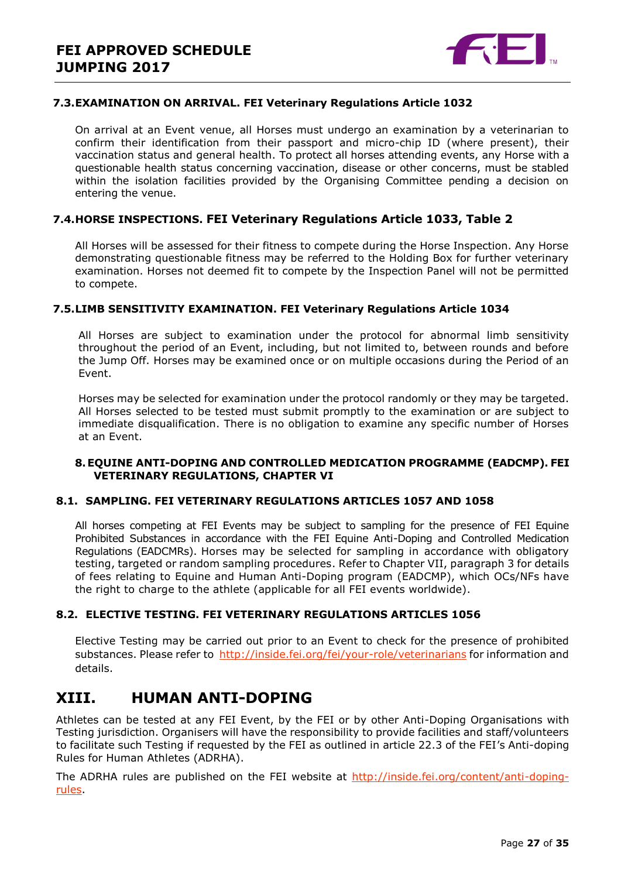### 7.3. EXAMINATION ON ARRIVAL. FEI Veterinary Regulations Article 1032

On arrival at an Event venue, all Horses must undergo an examination by a veterinarian to confirm their identification from their passport and micro-chip ID (where present), their vaccination status and general health. To protect all horses attending events, any Horse with a questionable health status concerning vaccination, disease or other concerns, must be stabled within the isolation facilities provided by the Organising Committee pending a decision on entering the venue.

### 7.4. HORSE INSPECTIONS. FEI Veterinary Regulations Article 1033, Table 2

All Horses will be assessed for their fitness to compete during the Horse Inspection. Any Horse demonstrating questionable fitness may be referred to the Holding Box for further veterinary examination. Horses not deemed fit to compete by the Inspection Panel will not be permitted to compete.

### 7.5. LIMB SENSITIVITY EXAMINATION. FEI Veterinary Regulations Article 1034

All Horses are subject to examination under the protocol for abnormal limb sensitivity throughout the period of an Event, including, but not limited to, between rounds and before the Jump Off. Horses may be examined once or on multiple occasions during the Period of an Event.

Horses may be selected for examination under the protocol randomly or they may be targeted. All Horses selected to be tested must submit promptly to the examination or are subject to immediate disqualification. There is no obligation to examine any specific number of Horses at an Event.

### 8. EQUINE ANTI-DOPING AND CONTROLLED MEDICATION PROGRAMME (EADCMP). FEI VETERINARY REGULATIONS, CHAPTER VI

### 8.1. SAMPLING. FEI VETERINARY REGULATIONS ARTICLES 1057 AND 1058

All horses competing at FEI Events may be subject to sampling for the presence of FEI Equine Prohibited Substances in accordance with the FEI Equine Anti-Doping and Controlled Medication Regulations (EADCMRs). Horses may be selected for sampling in accordance with obligatory testing, targeted or random sampling procedures. Refer to Chapter VII, paragraph 3 for details of fees relating to Equine and Human Anti-Doping program (EADCMP), which OCs/NFs have the right to charge to the athlete (applicable for all FEI events worldwide).

### 8.2. ELECTIVE TESTING. FEI VETERINARY REGULATIONS ARTICLES 1056

Elective Testing may be carried out prior to an Event to check for the presence of prohibited substances. Please refer to http://inside.fei.org/fei/your-role/veterinarians for information and details.

## XIII. HUMAN ANTI-DOPING

Athletes can be tested at any FEI Event, by the FEI or by other Anti-Doping Organisations with Testing jurisdiction. Organisers will have the responsibility to provide facilities and staff/volunteers to facilitate such Testing if requested by the FEI as outlined in article 22.3 of the FEI's Anti-doping Rules for Human Athletes (ADRHA).

The ADRHA rules are published on the FEI website at http://inside.fei.org/content/anti-doping-rules.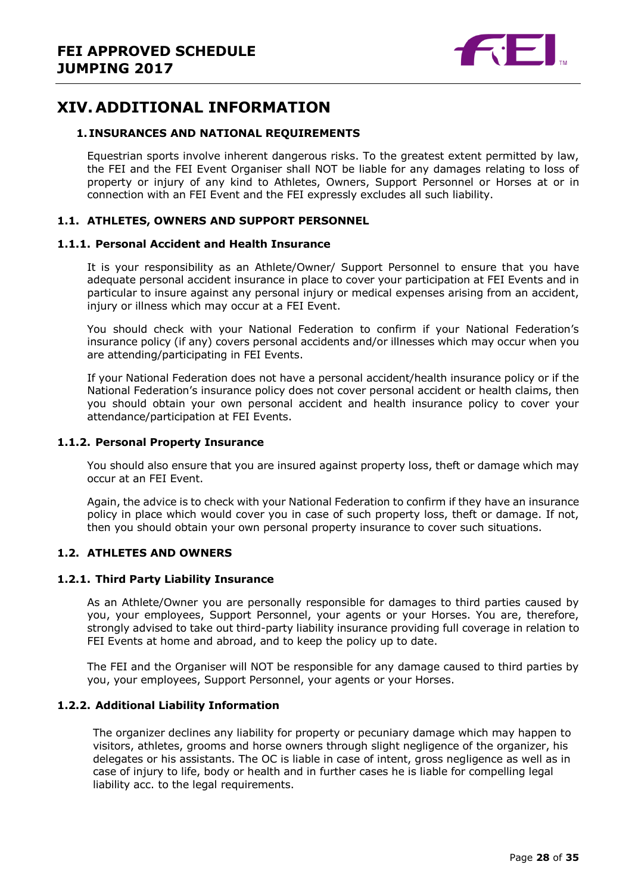## XIV. ADDITIONAL INFORMATION

### 1. INSURANCES AND NATIONAL REQUIREMENTS

Equestrian sports involve inherent dangerous risks. To the greatest extent permitted by law, the FEI and the FEI Event Organiser shall NOT be liable for any damages relating to loss of property or injury of any kind to Athletes, Owners, Support Personnel or Horses at or in connection with an FEI Event and the FEI expressly excludes all such liability.

### 1.1. ATHLETES, OWNERS AND SUPPORT PERSONNEL

#### 1.1.1. Personal Accident and Health Insurance

It is your responsibility as an Athlete/Owner/ Support Personnel to ensure that you have adequate personal accident insurance in place to cover your participation at FEI Events and in particular to insure against any personal injury or medical expenses arising from an accident, injury or illness which may occur at a FEI Event.

You should check with your National Federation to confirm if your National Federation's insurance policy (if any) covers personal accidents and/or illnesses which may occur when you are attending/participating in FEI Events.

If your National Federation does not have a personal accident/health insurance policy or if the National Federation's insurance policy does not cover personal accident or health claims, then you should obtain your own personal accident and health insurance policy to cover your attendance/participation at FEI Events.

#### 1.1.2. Personal Property Insurance

You should also ensure that you are insured against property loss, theft or damage which may occur at an FEI Event.

Again, the advice is to check with your National Federation to confirm if they have an insurance policy in place which would cover you in case of such property loss, theft or damage. If not, then you should obtain your own personal property insurance to cover such situations.

### 1.2. ATHLETES AND OWNERS

#### 1.2.1. Third Party Liability Insurance

As an Athlete/Owner you are personally responsible for damages to third parties caused by you, your employees, Support Personnel, your agents or your Horses. You are, therefore, strongly advised to take out third-party liability insurance providing full coverage in relation to FEI Events at home and abroad, and to keep the policy up to date.

The FEI and the Organiser will NOT be responsible for any damage caused to third parties by you, your employees, Support Personnel, your agents or your Horses.

#### 1.2.2. Additional Liability Information

The organizer declines any liability for property or pecuniary damage which may happen to visitors, athletes, grooms and horse owners through slight negligence of the organizer, his delegates or his assistants. The OC is liable in case of intent, gross negligence as well as in case of injury to life, body or health and in further cases he is liable for compelling legal liability acc. to the legal requirements.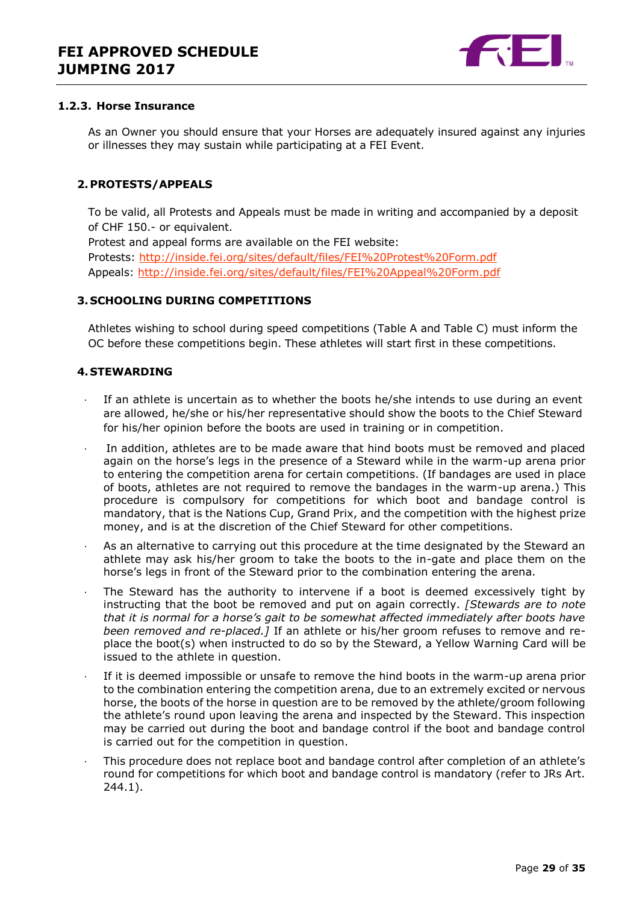### 1.2.3. Horse Insurance

As an Owner you should ensure that your Horses are adequately insured against any injuries or illnesses they may sustain while participating at a FEI Event.

## 2. PROTESTS/APPEALS

To be valid, all Protests and Appeals must be made in writing and accompanied by a deposit of CHF 150.- or equivalent.
Protest and appeal forms are available on the FEI website:
Protests: http://inside.fei.org/sites/default/files/FEI%20Protest%20Form.pdf
Appeals: http://inside.fei.org/sites/default/files/FEI%20Appeal%20Form.pdf

## 3. SCHOOLING DURING COMPETITIONS

Athletes wishing to school during speed competitions (Table A and Table C) must inform the OC before these competitions begin. These athletes will start first in these competitions.

## 4. STEWARDING

- If an athlete is uncertain as to whether the boots he/she intends to use during an event are allowed, he/she or his/her representative should show the boots to the Chief Steward for his/her opinion before the boots are used in training or in competition.
- In addition, athletes are to be made aware that hind boots must be removed and placed again on the horse's legs in the presence of a Steward while in the warm-up arena prior to entering the competition arena for certain competitions. (If bandages are used in place of boots, athletes are not required to remove the bandages in the warm-up arena.) This procedure is compulsory for competitions for which boot and bandage control is mandatory, that is the Nations Cup, Grand Prix, and the competition with the highest prize money, and is at the discretion of the Chief Steward for other competitions.
- As an alternative to carrying out this procedure at the time designated by the Steward an athlete may ask his/her groom to take the boots to the in-gate and place them on the horse's legs in front of the Steward prior to the combination entering the arena.
- The Steward has the authority to intervene if a boot is deemed excessively tight by instructing that the boot be removed and put on again correctly. *[Stewards are to note that it is normal for a horse's gait to be somewhat affected immediately after boots have been removed and re-placed.]* If an athlete or his/her groom refuses to remove and re-place the boot(s) when instructed to do so by the Steward, a Yellow Warning Card will be issued to the athlete in question.
- If it is deemed impossible or unsafe to remove the hind boots in the warm-up arena prior to the combination entering the competition arena, due to an extremely excited or nervous horse, the boots of the horse in question are to be removed by the athlete/groom following the athlete's round upon leaving the arena and inspected by the Steward. This inspection may be carried out during the boot and bandage control if the boot and bandage control is carried out for the competition in question.
- This procedure does not replace boot and bandage control after completion of an athlete's round for competitions for which boot and bandage control is mandatory (refer to JRs Art. 244.1).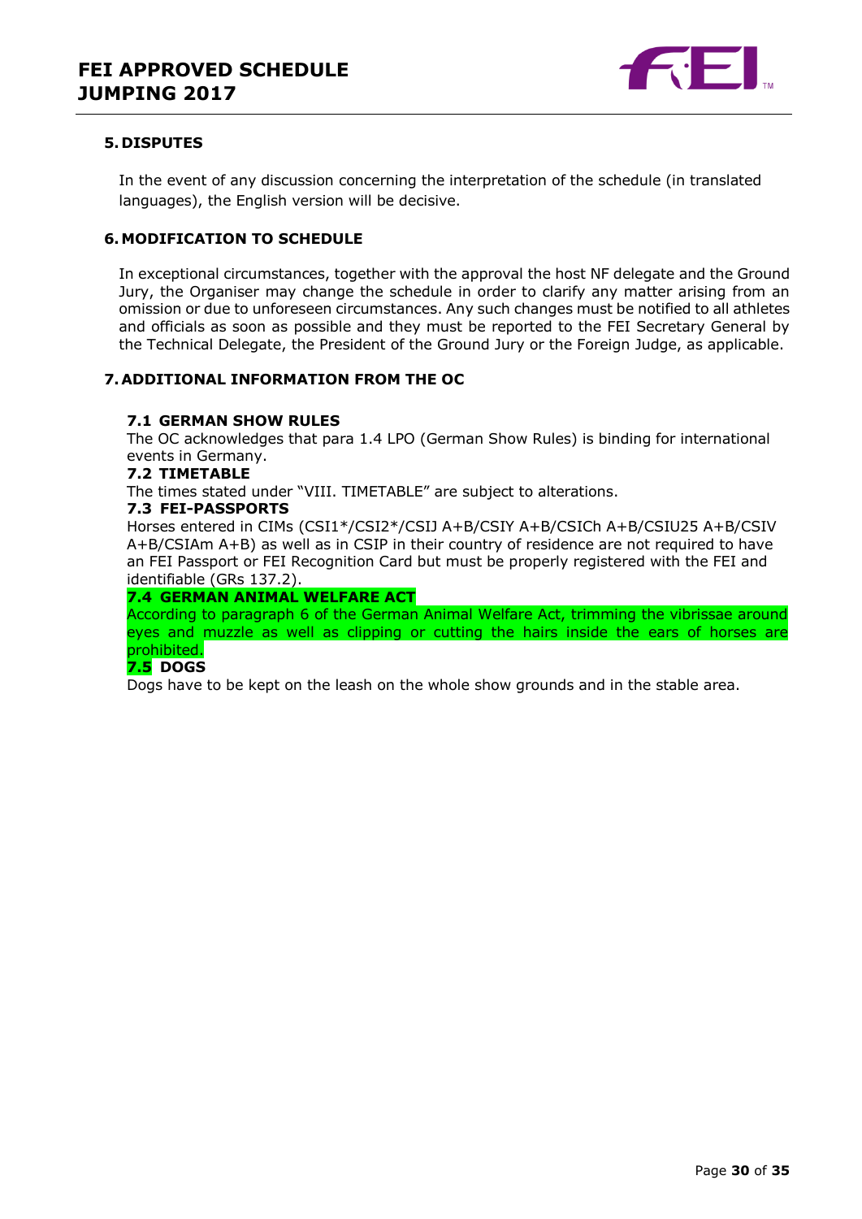## 5. DISPUTES

In the event of any discussion concerning the interpretation of the schedule (in translated languages), the English version will be decisive.

## 6. MODIFICATION TO SCHEDULE

In exceptional circumstances, together with the approval the host NF delegate and the Ground Jury, the Organiser may change the schedule in order to clarify any matter arising from an omission or due to unforeseen circumstances. Any such changes must be notified to all athletes and officials as soon as possible and they must be reported to the FEI Secretary General by the Technical Delegate, the President of the Ground Jury or the Foreign Judge, as applicable.

## 7. ADDITIONAL INFORMATION FROM THE OC

### 7.1 GERMAN SHOW RULES

The OC acknowledges that para 1.4 LPO (German Show Rules) is binding for international events in Germany.

### 7.2 TIMETABLE

The times stated under "VIII. TIMETABLE" are subject to alterations.

### 7.3 FEI-PASSPORTS

Horses entered in CIMs (CSI1*/CSI2*/CSIJ A+B/CSIY A+B/CSICh A+B/CSIU25 A+B/CSIV A+B/CSIAm A+B) as well as in CSIP in their country of residence are not required to have an FEI Passport or FEI Recognition Card but must be properly registered with the FEI and identifiable (GRs 137.2).

### 7.4 GERMAN ANIMAL WELFARE ACT

According to paragraph 6 of the German Animal Welfare Act, trimming the vibrissae around eyes and muzzle as well as clipping or cutting the hairs inside the ears of horses are prohibited.

### 7.5 DOGS

Dogs have to be kept on the leash on the whole show grounds and in the stable area.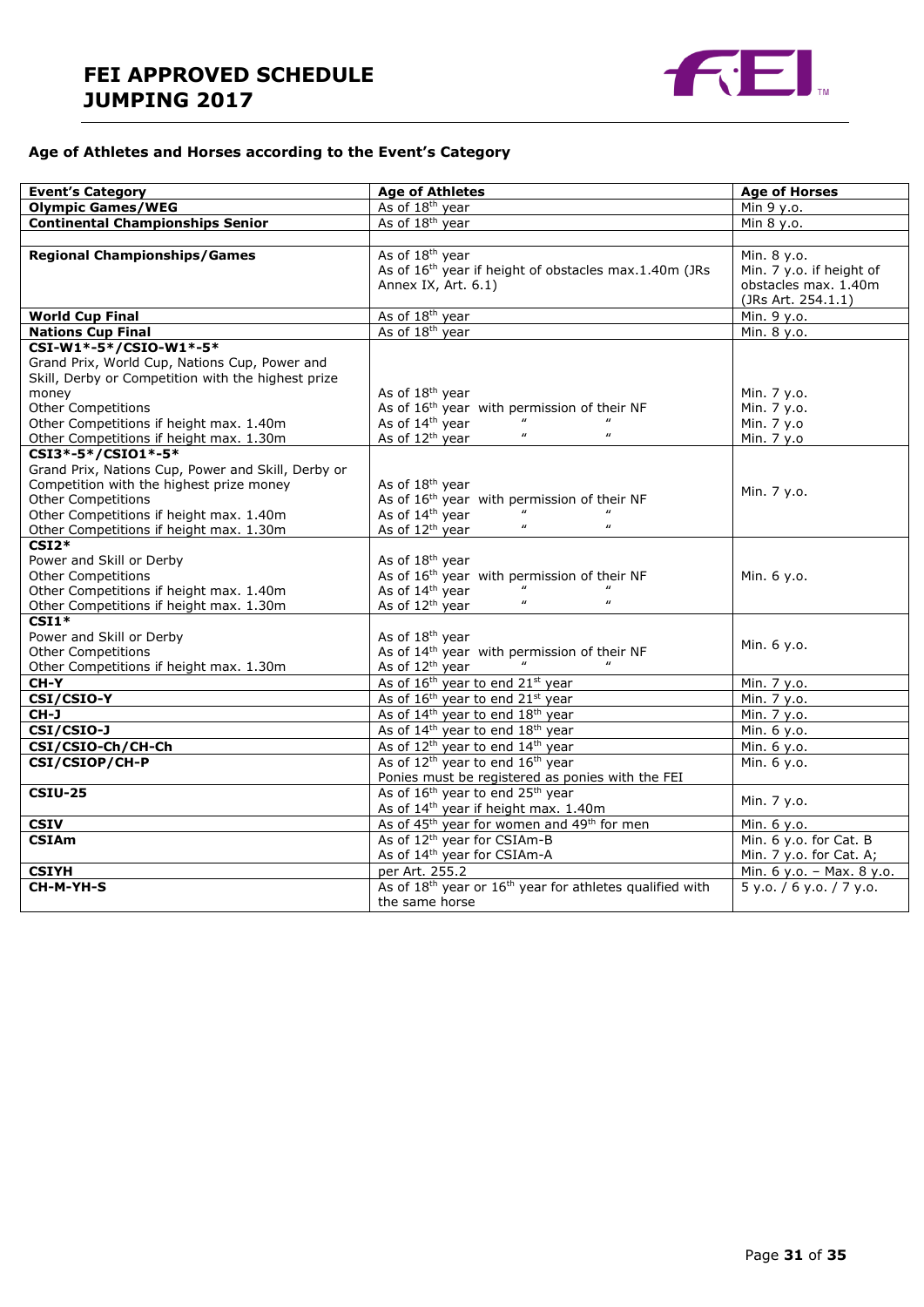# FEI APPROVED SCHEDULE JUMPING 2017

### Age of Athletes and Horses according to the Event's Category

| Event's Category | Age of Athletes | Age of Horses |
|---|---|---|
| **Olympic Games/WEG** | As of 18th year | Min 9 y.o. |
| **Continental Championships Senior** | As of 18th year | Min 8 y.o. |
| | | |
| **Regional Championships/Games** | As of 18th year<br>As of 16th year if height of obstacles max.1.40m (JRs Annex IX, Art. 6.1) | Min. 8 y.o.<br>Min. 7 y.o. if height of obstacles max. 1.40m (JRs Art. 254.1.1) |
| **World Cup Final** | As of 18th year | Min. 9 y.o. |
| **Nations Cup Final** | As of 18th year | Min. 8 y.o. |
| **CSI-W1*-5*/CSIO-W1*-5***<br>Grand Prix, World Cup, Nations Cup, Power and Skill, Derby or Competition with the highest prize money<br>Other Competitions<br>Other Competitions if height max. 1.40m<br>Other Competitions if height max. 1.30m | As of 18th year<br>As of 16th year with permission of their NF<br>As of 14th year " "<br>As of 12th year " " | Min. 7 y.o.<br>Min. 7 y.o.<br>Min. 7 y.o<br>Min. 7 y.o |
| **CSI3*-5*/CSIO1*-5***<br>Grand Prix, Nations Cup, Power and Skill, Derby or Competition with the highest prize money<br>Other Competitions<br>Other Competitions if height max. 1.40m<br>Other Competitions if height max. 1.30m | As of 18th year<br>As of 16th year with permission of their NF<br>As of 14th year " "<br>As of 12th year " " | Min. 7 y.o. |
| **CSI2***<br>Power and Skill or Derby<br>Other Competitions<br>Other Competitions if height max. 1.40m<br>Other Competitions if height max. 1.30m | As of 18th year<br>As of 16th year with permission of their NF<br>As of 14th year " "<br>As of 12th year " " | Min. 6 y.o. |
| **CSI1***<br>Power and Skill or Derby<br>Other Competitions<br>Other Competitions if height max. 1.30m | As of 18th year<br>As of 14th year with permission of their NF<br>As of 12th year " " | Min. 6 y.o. |
| **CH-Y** | As of 16th year to end 21st year | Min. 7 y.o. |
| **CSI/CSIO-Y** | As of 16th year to end 21st year | Min. 7 y.o. |
| **CH-J** | As of 14th year to end 18th year | Min. 7 y.o. |
| **CSI/CSIO-J** | As of 14th year to end 18th year | Min. 6 y.o. |
| **CSI/CSIO-Ch/CH-Ch** | As of 12th year to end 14th year | Min. 6 y.o. |
| **CSI/CSIOP/CH-P** | As of 12th year to end 16th year<br>Ponies must be registered as ponies with the FEI | Min. 6 y.o. |
| **CSIU-25** | As of 16th year to end 25th year<br>As of 14th year if height max. 1.40m | Min. 7 y.o. |
| **CSIV** | As of 45th year for women and 49th for men | Min. 6 y.o. |
| **CSIAm** | As of 12th year for CSIAm-B<br>As of 14th year for CSIAm-A | Min. 6 y.o. for Cat. B<br>Min. 7 y.o. for Cat. A; |
| **CSIYH** | per Art. 255.2 | Min. 6 y.o. – Max. 8 y.o. |
| **CH-M-YH-S** | As of 18th year or 16th year for athletes qualified with the same horse | 5 y.o. / 6 y.o. / 7 y.o. |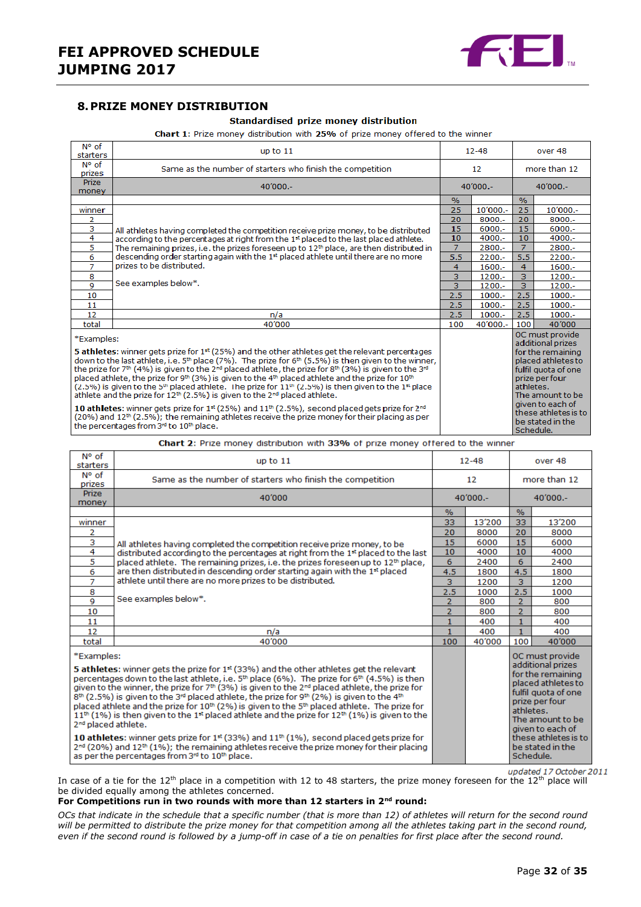## 8. PRIZE MONEY DISTRIBUTION

**Standardised prize money distribution**

**Chart 1**: Prize money distribution with **25%** of prize money offered to the winner

| N° of starters | up to 11 | 12-48 | | over 48 | |
|---|---|---|---|---|---|
| N° of prizes | Same as the number of starters who finish the competition | 12 | | more than 12 | |
| Prize money | 40'000.- | 40'000.- | | 40'000.- | |
| | | % | | % | |
| winner | All athletes having completed the competition receive prize money, to be distributed according to the percentages at right from the 1st placed to the last placed athlete. The remaining prizes, i.e. the prizes foreseen up to 12th place, are then distributed in descending order starting again with the 1st placed athlete until there are no more prizes to be distributed. See examples below*. | 25 | 10'000.- | 25 | 10'000.- |
| 2 | | 20 | 8000.- | 20 | 8000.- |
| 3 | | 15 | 6000.- | 15 | 6000.- |
| 4 | | 10 | 4000.- | 10 | 4000.- |
| 5 | | 7 | 2800.- | 7 | 2800.- |
| 6 | | 5.5 | 2200.- | 5.5 | 2200.- |
| 7 | | 4 | 1600.- | 4 | 1600.- |
| 8 | | 3 | 1200.- | 3 | 1200.- |
| 9 | | 3 | 1200.- | 3 | 1200.- |
| 10 | | 2.5 | 1000.- | 2.5 | 1000.- |
| 11 | | 2.5 | 1000.- | 2.5 | 1000.- |
| 12 | n/a | 2.5 | 1000.- | 2.5 | 1000.- |
| total | 40'000 | 100 | 40'000.- | 100 | 40'000 |
| *Examples:<br>**5 athletes**: winner gets prize for 1st (25%) and the other athletes get the relevant percentages down to the last athlete, i.e. 5th place (7%). The prize for 6th (5.5%) is then given to the winner, the prize for 7th (4%) is given to the 2nd placed athlete, the prize for 8th (3%) is given to the 3rd placed athlete, the prize for 9th (3%) is given to the 4th placed athlete and the prize for 10th (2.5%) is given to the 5th placed athlete. The prize for 11th (2.5%) is then given to the 1st place athlete and the prize for 12th (2.5%) is given to the 2nd placed athlete.<br>**10 athletes**: winner gets prize for 1st (25%) and 11th (2.5%), second placed gets prize for 2nd (20%) and 12th (2.5%); the remaining athletes receive the prize money for their placing as per the percentages from 3rd to 10th place. | | | | OC must provide additional prizes for the remaining placed athletes to fulfil quota of one prize per four athletes. The amount to be given to each of these athletes is to be stated in the Schedule. | |

**Chart 2**: Prize money distribution with **33%** of prize money offered to the winner

| N° of starters | up to 11 | 12-48 | | over 48 | |
|---|---|---|---|---|---|
| N° of prizes | Same as the number of starters who finish the competition | 12 | | more than 12 | |
| Prize money | 40'000 | 40'000.- | | 40'000.- | |
| | | % | | % | |
| winner | All athletes having completed the competition receive prize money, to be distributed according to the percentages at right from the 1st placed to the last placed athlete. The remaining prizes, i.e. the prizes foreseen up to 12th place, are then distributed in descending order starting again with the 1st placed athlete until there are no more prizes to be distributed. See examples below*. | 33 | 13'200 | 33 | 13'200 |
| 2 | | 20 | 8000 | 20 | 8000 |
| 3 | | 15 | 6000 | 15 | 6000 |
| 4 | | 10 | 4000 | 10 | 4000 |
| 5 | | 6 | 2400 | 6 | 2400 |
| 6 | | 4.5 | 1800 | 4.5 | 1800 |
| 7 | | 3 | 1200 | 3 | 1200 |
| 8 | | 2.5 | 1000 | 2.5 | 1000 |
| 9 | | 2 | 800 | 2 | 800 |
| 10 | | 2 | 800 | 2 | 800 |
| 11 | | 1 | 400 | 1 | 400 |
| 12 | n/a | 1 | 400 | 1 | 400 |
| total | 40'000 | 100 | 40'000 | 100 | 40'000 |
| *Examples:<br>**5 athletes**: winner gets the prize for 1st (33%) and the other athletes get the relevant percentages down to the last athlete, i.e. 5th place (6%). The prize for 6th (4.5%) is then given to the winner, the prize for 7th (3%) is given to the 2nd placed athlete, the prize for 8th (2.5%) is given to the 3rd placed athlete, the prize for 9th (2%) is given to the 4th placed athlete and the prize for 10th (2%) is given to the 5th placed athlete. The prize for 11th (1%) is then given to the 1st placed athlete and the prize for 12th (1%) is given to the 2nd placed athlete.<br>**10 athletes**: winner gets prize for 1st (33%) and 11th (1%), second placed gets prize for 2nd (20%) and 12th (1%); the remaining athletes receive the prize money for their placing as per the percentages from 3rd to 10th place. | | | | OC must provide additional prizes for the remaining placed athletes to fulfil quota of one prize per four athletes. The amount to be given to each of these athletes is to be stated in the Schedule. | |

*updated 17 October 2011*

In case of a tie for the 12th place in a competition with 12 to 48 starters, the prize money foreseen for the 12th place will be divided equally among the athletes concerned.

**For Competitions run in two rounds with more than 12 starters in 2nd round:**

*OCs that indicate in the schedule that a specific number (that is more than 12) of athletes will return for the second round will be permitted to distribute the prize money for that competition among all the athletes taking part in the second round, even if the second round is followed by a jump-off in case of a tie on penalties for first place after the second round.*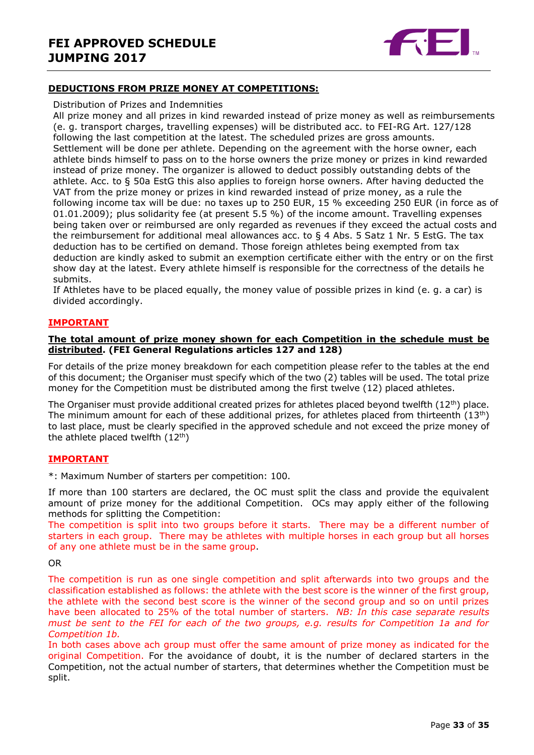## DEDUCTIONS FROM PRIZE MONEY AT COMPETITIONS:

Distribution of Prizes and Indemnities

All prize money and all prizes in kind rewarded instead of prize money as well as reimbursements (e. g. transport charges, travelling expenses) will be distributed acc. to FEI-RG Art. 127/128 following the last competition at the latest. The scheduled prizes are gross amounts. Settlement will be done per athlete. Depending on the agreement with the horse owner, each athlete binds himself to pass on to the horse owners the prize money or prizes in kind rewarded instead of prize money. The organizer is allowed to deduct possibly outstanding debts of the athlete. Acc. to § 50a EstG this also applies to foreign horse owners. After having deducted the VAT from the prize money or prizes in kind rewarded instead of prize money, as a rule the following income tax will be due: no taxes up to 250 EUR, 15 % exceeding 250 EUR (in force as of 01.01.2009); plus solidarity fee (at present 5.5 %) of the income amount. Travelling expenses being taken over or reimbursed are only regarded as revenues if they exceed the actual costs and the reimbursement for additional meal allowances acc. to § 4 Abs. 5 Satz 1 Nr. 5 EstG. The tax deduction has to be certified on demand. Those foreign athletes being exempted from tax deduction are kindly asked to submit an exemption certificate either with the entry or on the first show day at the latest. Every athlete himself is responsible for the correctness of the details he submits.

If Athletes have to be placed equally, the money value of possible prizes in kind (e. g. a car) is divided accordingly.

### IMPORTANT

**The total amount of prize money shown for each Competition in the schedule must be distributed. (FEI General Regulations articles 127 and 128)**

For details of the prize money breakdown for each competition please refer to the tables at the end of this document; the Organiser must specify which of the two (2) tables will be used. The total prize money for the Competition must be distributed among the first twelve (12) placed athletes.

The Organiser must provide additional created prizes for athletes placed beyond twelfth (12th) place. The minimum amount for each of these additional prizes, for athletes placed from thirteenth (13th) to last place, must be clearly specified in the approved schedule and not exceed the prize money of the athlete placed twelfth (12th)

### IMPORTANT

*: Maximum Number of starters per competition: 100.

If more than 100 starters are declared, the OC must split the class and provide the equivalent amount of prize money for the additional Competition. OCs may apply either of the following methods for splitting the Competition:

The competition is split into two groups before it starts. There may be a different number of starters in each group. There may be athletes with multiple horses in each group but all horses of any one athlete must be in the same group.

OR

The competition is run as one single competition and split afterwards into two groups and the classification established as follows: the athlete with the best score is the winner of the first group, the athlete with the second best score is the winner of the second group and so on until prizes have been allocated to 25% of the total number of starters. *NB: In this case separate results must be sent to the FEI for each of the two groups, e.g. results for Competition 1a and for Competition 1b.*

In both cases above ach group must offer the same amount of prize money as indicated for the original Competition. For the avoidance of doubt, it is the number of declared starters in the Competition, not the actual number of starters, that determines whether the Competition must be split.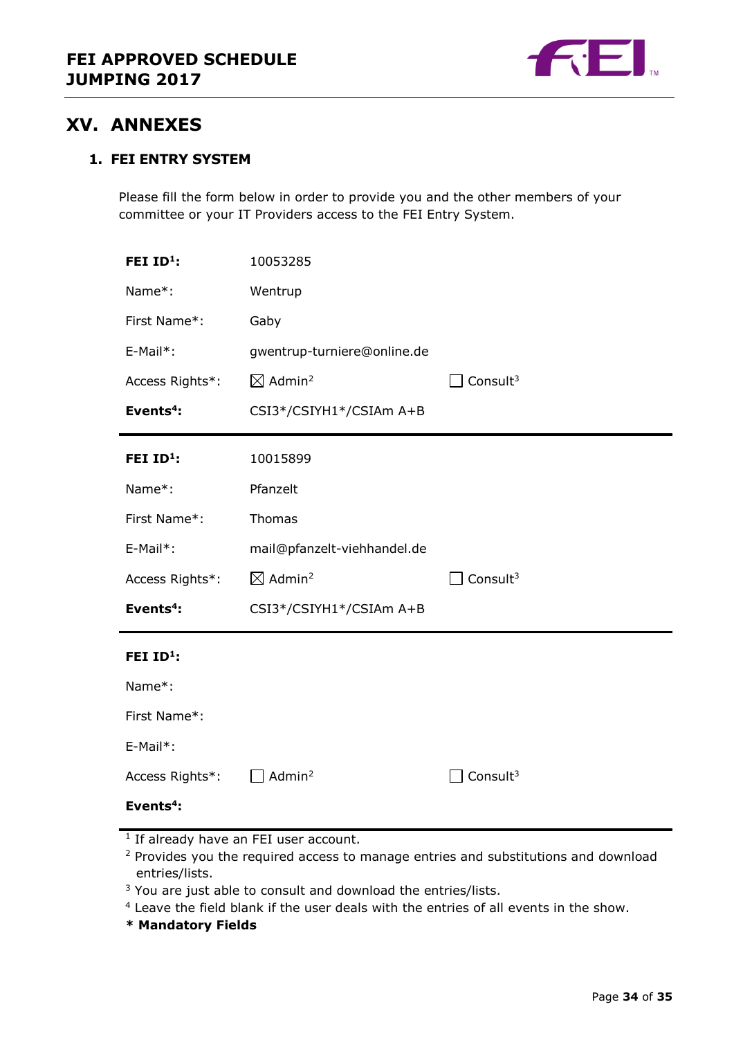## XV. ANNEXES

### 1. FEI ENTRY SYSTEM

Please fill the form below in order to provide you and the other members of your committee or your IT Providers access to the FEI Entry System.

| | | |
|---|---|---|
| **FEI ID[1]:** | 10053285 | |
| Name*: | Wentrup | |
| First Name*: | Gaby | |
| E-Mail*: | gwentrup-turniere@online.de | |
| Access Rights*: | ☒ Admin[2] | ☐ Consult[3] |
| **Events[4]:** | CSI3*/CSIYH1*/CSIAm A+B | |

| | | |
|---|---|---|
| **FEI ID[1]:** | 10015899 | |
| Name*: | Pfanzelt | |
| First Name*: | Thomas | |
| E-Mail*: | mail@pfanzelt-viehhandel.de | |
| Access Rights*: | ☒ Admin[2] | ☐ Consult[3] |
| **Events[4]:** | CSI3*/CSIYH1*/CSIAm A+B | |

| | | |
|---|---|---|
| **FEI ID[1]:** | | |
| Name*: | | |
| First Name*: | | |
| E-Mail*: | | |
| Access Rights*: | ☐ Admin[2] | ☐ Consult[3] |
| **Events[4]:** | | |

[1] If already have an FEI user account.

[2] Provides you the required access to manage entries and substitutions and download entries/lists.

[3] You are just able to consult and download the entries/lists.

[4] Leave the field blank if the user deals with the entries of all events in the show.

**\* Mandatory Fields**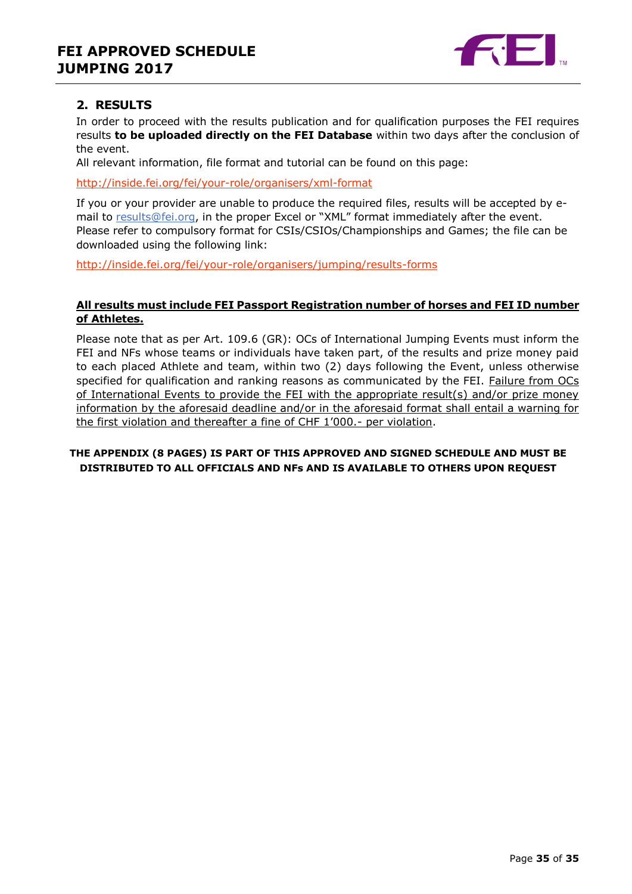## 2. RESULTS

In order to proceed with the results publication and for qualification purposes the FEI requires results **to be uploaded directly on the FEI Database** within two days after the conclusion of the event.
All relevant information, file format and tutorial can be found on this page:

http://inside.fei.org/fei/your-role/organisers/xml-format

If you or your provider are unable to produce the required files, results will be accepted by e-mail to results@fei.org, in the proper Excel or "XML" format immediately after the event.
Please refer to compulsory format for CSIs/CSIOs/Championships and Games; the file can be downloaded using the following link:

http://inside.fei.org/fei/your-role/organisers/jumping/results-forms

**All results must include FEI Passport Registration number of horses and FEI ID number of Athletes.**

Please note that as per Art. 109.6 (GR): OCs of International Jumping Events must inform the FEI and NFs whose teams or individuals have taken part, of the results and prize money paid to each placed Athlete and team, within two (2) days following the Event, unless otherwise specified for qualification and ranking reasons as communicated by the FEI. Failure from OCs of International Events to provide the FEI with the appropriate result(s) and/or prize money information by the aforesaid deadline and/or in the aforesaid format shall entail a warning for the first violation and thereafter a fine of CHF 1'000.- per violation.

**THE APPENDIX (8 PAGES) IS PART OF THIS APPROVED AND SIGNED SCHEDULE AND MUST BE DISTRIBUTED TO ALL OFFICIALS AND NFs AND IS AVAILABLE TO OTHERS UPON REQUEST**